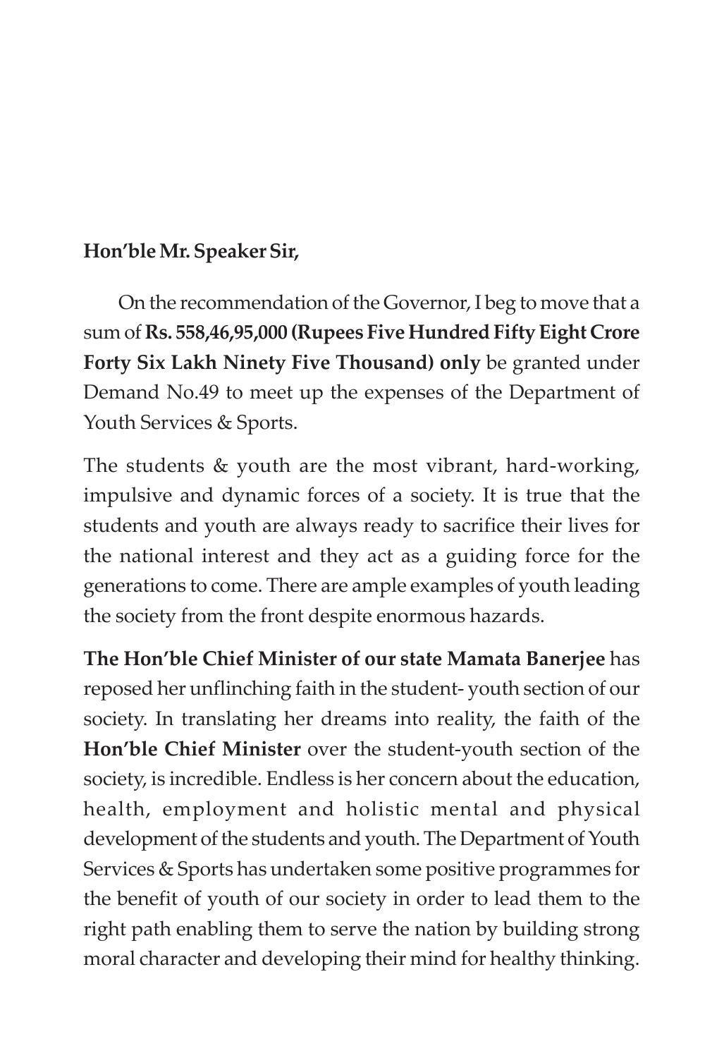**Hon'ble Mr. Speaker Sir,**

On the recommendation of the Governor, I beg to move that a sum of **Rs. 558,46,95,000 (Rupees Five Hundred Fifty Eight Crore Forty Six Lakh Ninety Five Thousand) only** be granted under Demand No.49 to meet up the expenses of the Department of Youth Services & Sports.

The students & youth are the most vibrant, hard-working, impulsive and dynamic forces of a society. It is true that the students and youth are always ready to sacrifice their lives for the national interest and they act as a guiding force for the generations to come. There are ample examples of youth leading the society from the front despite enormous hazards.

**The Hon'ble Chief Minister of our state Mamata Banerjee** has reposed her unflinching faith in the student- youth section of our society. In translating her dreams into reality, the faith of the **Hon'ble Chief Minister** over the student-youth section of the society, is incredible. Endless is her concern about the education, health, employment and holistic mental and physical development of the students and youth. The Department of Youth Services & Sports has undertaken some positive programmes for the benefit of youth of our society in order to lead them to the right path enabling them to serve the nation by building strong moral character and developing their mind for healthy thinking.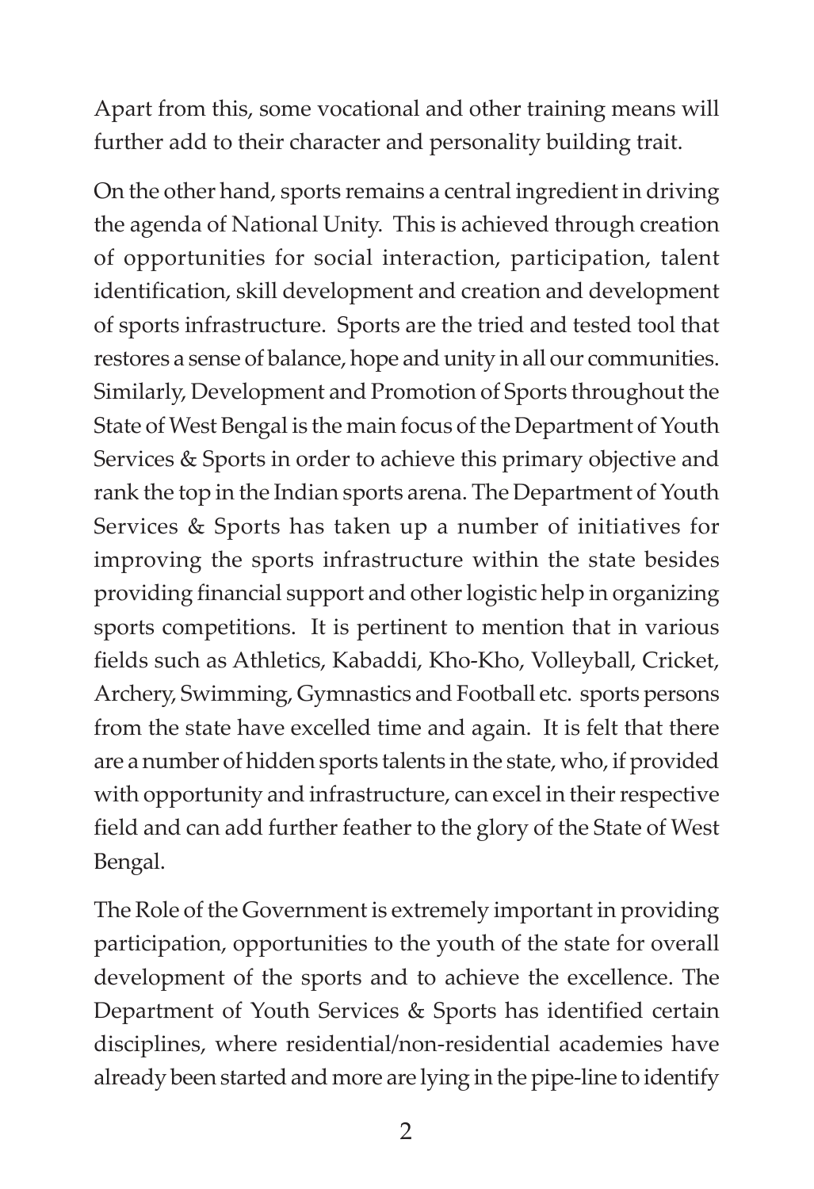Apart from this, some vocational and other training means will further add to their character and personality building trait.

On the other hand, sports remains a central ingredient in driving the agenda of National Unity. This is achieved through creation of opportunities for social interaction, participation, talent identification, skill development and creation and development of sports infrastructure. Sports are the tried and tested tool that restores a sense of balance, hope and unity in all our communities. Similarly, Development and Promotion of Sports throughout the State of West Bengal is the main focus of the Department of Youth Services & Sports in order to achieve this primary objective and rank the top in the Indian sports arena. The Department of Youth Services & Sports has taken up a number of initiatives for improving the sports infrastructure within the state besides providing financial support and other logistic help in organizing sports competitions. It is pertinent to mention that in various fields such as Athletics, Kabaddi, Kho-Kho, Volleyball, Cricket, Archery, Swimming, Gymnastics and Football etc. sports persons from the state have excelled time and again. It is felt that there are a number of hidden sports talents in the state, who, if provided with opportunity and infrastructure, can excel in their respective field and can add further feather to the glory of the State of West Bengal.

The Role of the Government is extremely important in providing participation, opportunities to the youth of the state for overall development of the sports and to achieve the excellence. The Department of Youth Services & Sports has identified certain disciplines, where residential/non-residential academies have already been started and more are lying in the pipe-line to identify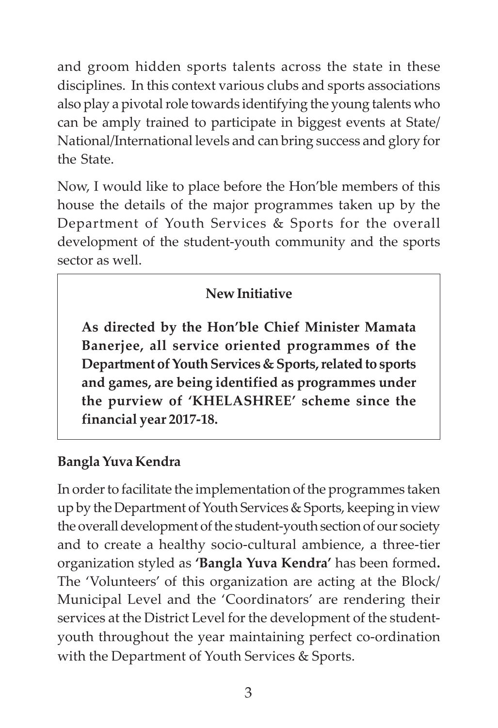and groom hidden sports talents across the state in these disciplines. In this context various clubs and sports associations also play a pivotal role towards identifying the young talents who can be amply trained to participate in biggest events at State/ National/International levels and can bring success and glory for the State.

Now, I would like to place before the Hon'ble members of this house the details of the major programmes taken up by the Department of Youth Services & Sports for the overall development of the student-youth community and the sports sector as well.

**New Initiative**

**As directed by the Hon'ble Chief Minister Mamata Banerjee, all service oriented programmes of the Department of Youth Services & Sports, related to sports and games, are being identified as programmes under the purview of 'KHELASHREE' scheme since the financial year 2017-18.**

**Bangla Yuva Kendra**

In order to facilitate the implementation of the programmes taken up by the Department of Youth Services & Sports, keeping in view the overall development of the student-youth section of our society and to create a healthy socio-cultural ambience, a three-tier organization styled as **'Bangla Yuva Kendra'** has been formed**.** The 'Volunteers' of this organization are acting at the Block/ Municipal Level and the 'Coordinators' are rendering their services at the District Level for the development of the student-youth throughout the year maintaining perfect co-ordination with the Department of Youth Services & Sports.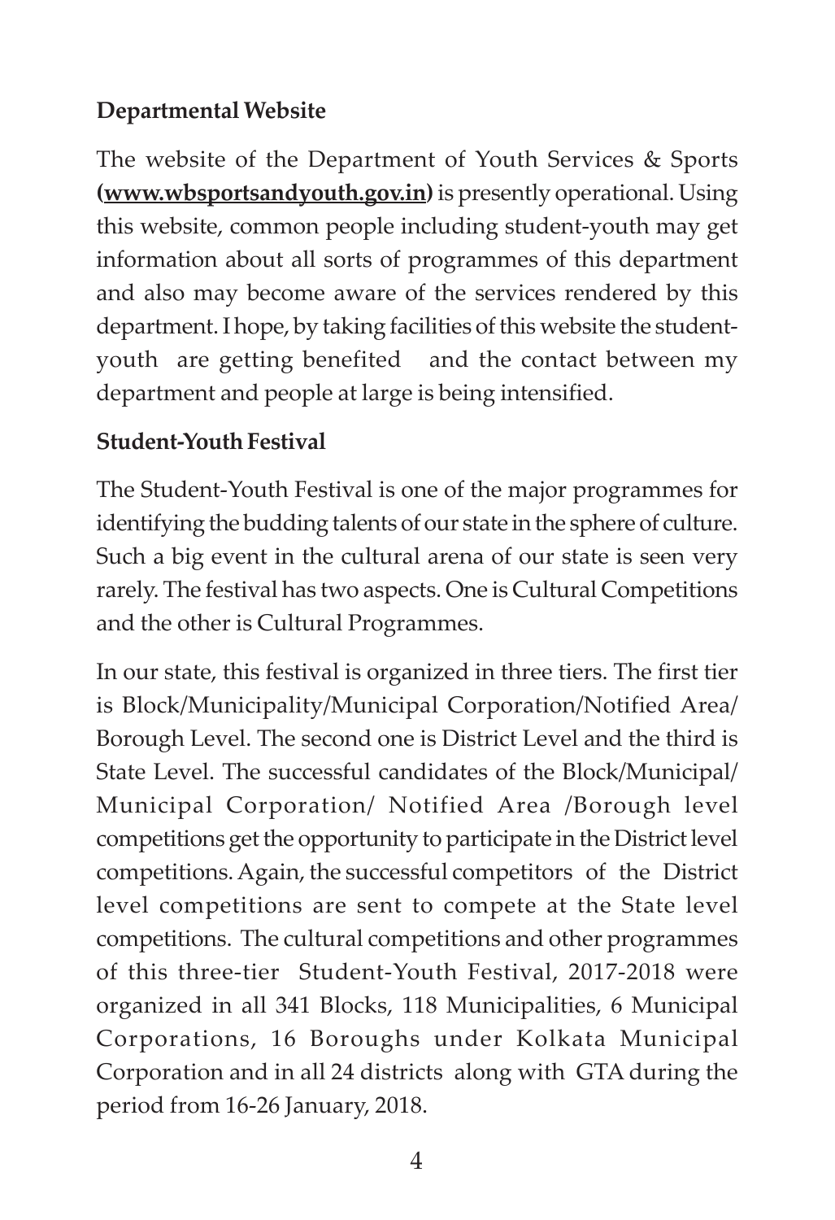**Departmental Website**

The website of the Department of Youth Services & Sports **([www.wbsportsandyouth.gov.in](http://www.wbsportsandyouth.gov.in))** is presently operational. Using this website, common people including student-youth may get information about all sorts of programmes of this department and also may become aware of the services rendered by this department. I hope, by taking facilities of this website the student-youth are getting benefited and the contact between my department and people at large is being intensified.

**Student-Youth Festival**

The Student-Youth Festival is one of the major programmes for identifying the budding talents of our state in the sphere of culture. Such a big event in the cultural arena of our state is seen very rarely. The festival has two aspects. One is Cultural Competitions and the other is Cultural Programmes.

In our state, this festival is organized in three tiers. The first tier is Block/Municipality/Municipal Corporation/Notified Area/ Borough Level. The second one is District Level and the third is State Level. The successful candidates of the Block/Municipal/ Municipal Corporation/ Notified Area /Borough level competitions get the opportunity to participate in the District level competitions. Again, the successful competitors of the District level competitions are sent to compete at the State level competitions. The cultural competitions and other programmes of this three-tier Student-Youth Festival, 2017-2018 were organized in all 341 Blocks, 118 Municipalities, 6 Municipal Corporations, 16 Boroughs under Kolkata Municipal Corporation and in all 24 districts along with GTA during the period from 16-26 January, 2018.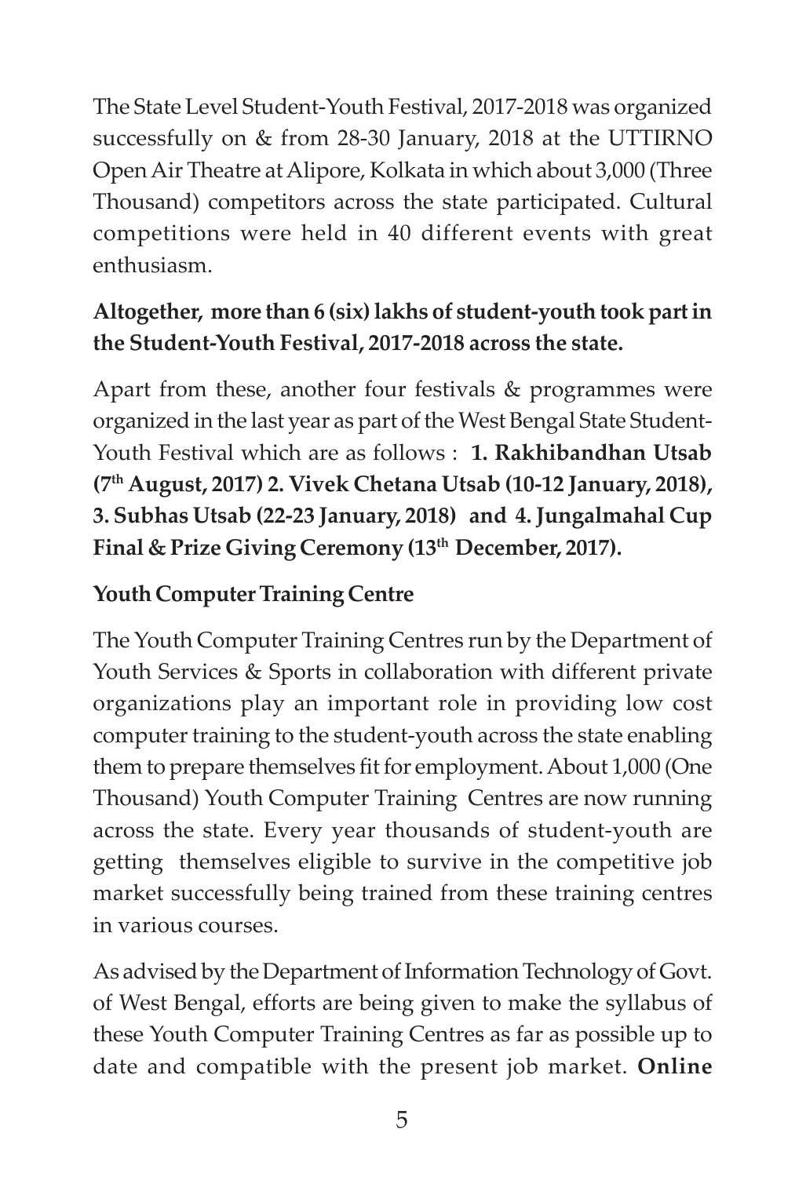The State Level Student-Youth Festival, 2017-2018 was organized successfully on & from 28-30 January, 2018 at the UTTIRNO Open Air Theatre at Alipore, Kolkata in which about 3,000 (Three Thousand) competitors across the state participated. Cultural competitions were held in 40 different events with great enthusiasm.

**Altogether, more than 6 (six) lakhs of student-youth took part in the Student-Youth Festival, 2017-2018 across the state.**

Apart from these, another four festivals & programmes were organized in the last year as part of the West Bengal State Student-Youth Festival which are as follows : **1. Rakhibandhan Utsab (7th August, 2017) 2. Vivek Chetana Utsab (10-12 January, 2018), 3. Subhas Utsab (22-23 January, 2018) and 4. Jungalmahal Cup Final & Prize Giving Ceremony (13th December, 2017).**

**Youth Computer Training Centre**

The Youth Computer Training Centres run by the Department of Youth Services & Sports in collaboration with different private organizations play an important role in providing low cost computer training to the student-youth across the state enabling them to prepare themselves fit for employment. About 1,000 (One Thousand) Youth Computer Training Centres are now running across the state. Every year thousands of student-youth are getting themselves eligible to survive in the competitive job market successfully being trained from these training centres in various courses.

As advised by the Department of Information Technology of Govt. of West Bengal, efforts are being given to make the syllabus of these Youth Computer Training Centres as far as possible up to date and compatible with the present job market. **Online**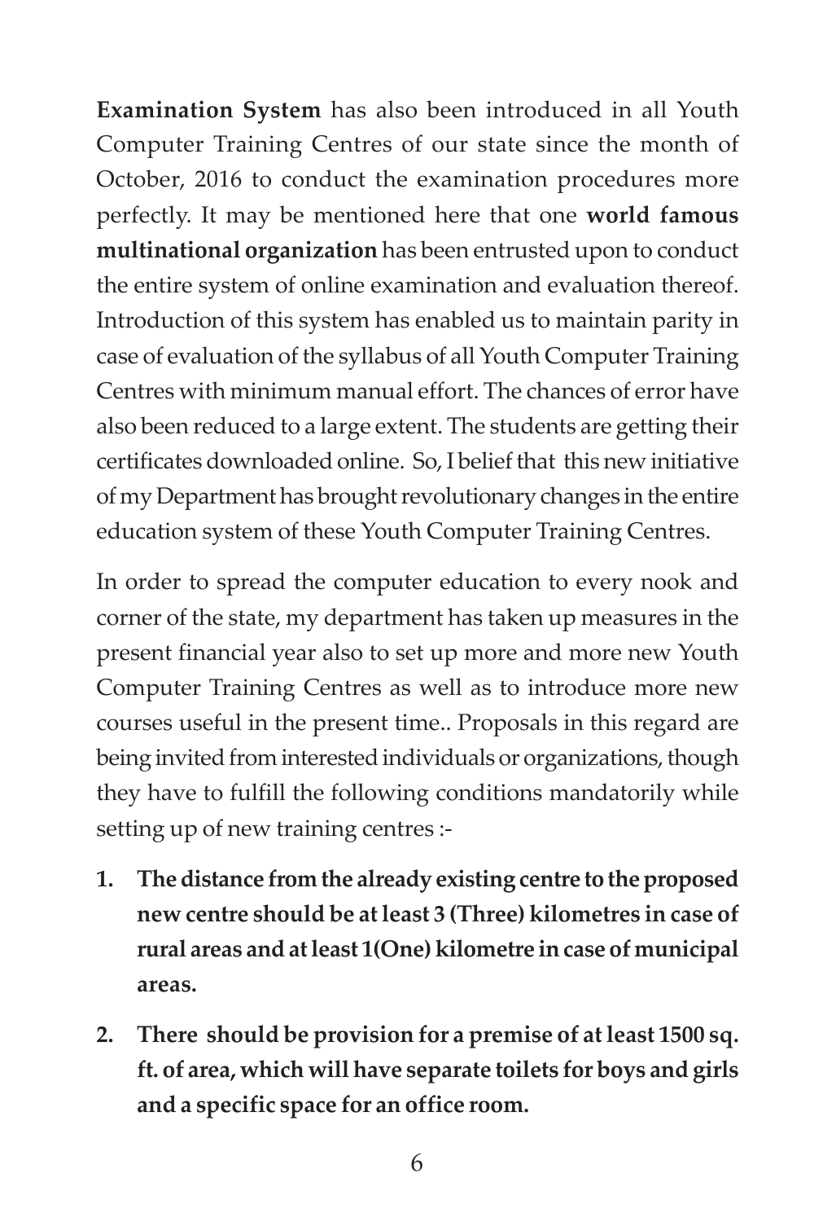**Examination System** has also been introduced in all Youth Computer Training Centres of our state since the month of October, 2016 to conduct the examination procedures more perfectly. It may be mentioned here that one **world famous multinational organization** has been entrusted upon to conduct the entire system of online examination and evaluation thereof. Introduction of this system has enabled us to maintain parity in case of evaluation of the syllabus of all Youth Computer Training Centres with minimum manual effort. The chances of error have also been reduced to a large extent. The students are getting their certificates downloaded online. So, I belief that this new initiative of my Department has brought revolutionary changes in the entire education system of these Youth Computer Training Centres.

In order to spread the computer education to every nook and corner of the state, my department has taken up measures in the present financial year also to set up more and more new Youth Computer Training Centres as well as to introduce more new courses useful in the present time.. Proposals in this regard are being invited from interested individuals or organizations, though they have to fulfill the following conditions mandatorily while setting up of new training centres :-

1. **The distance from the already existing centre to the proposed new centre should be at least 3 (Three) kilometres in case of rural areas and at least 1(One) kilometre in case of municipal areas.**

2. **There should be provision for a premise of at least 1500 sq. ft. of area, which will have separate toilets for boys and girls and a specific space for an office room.**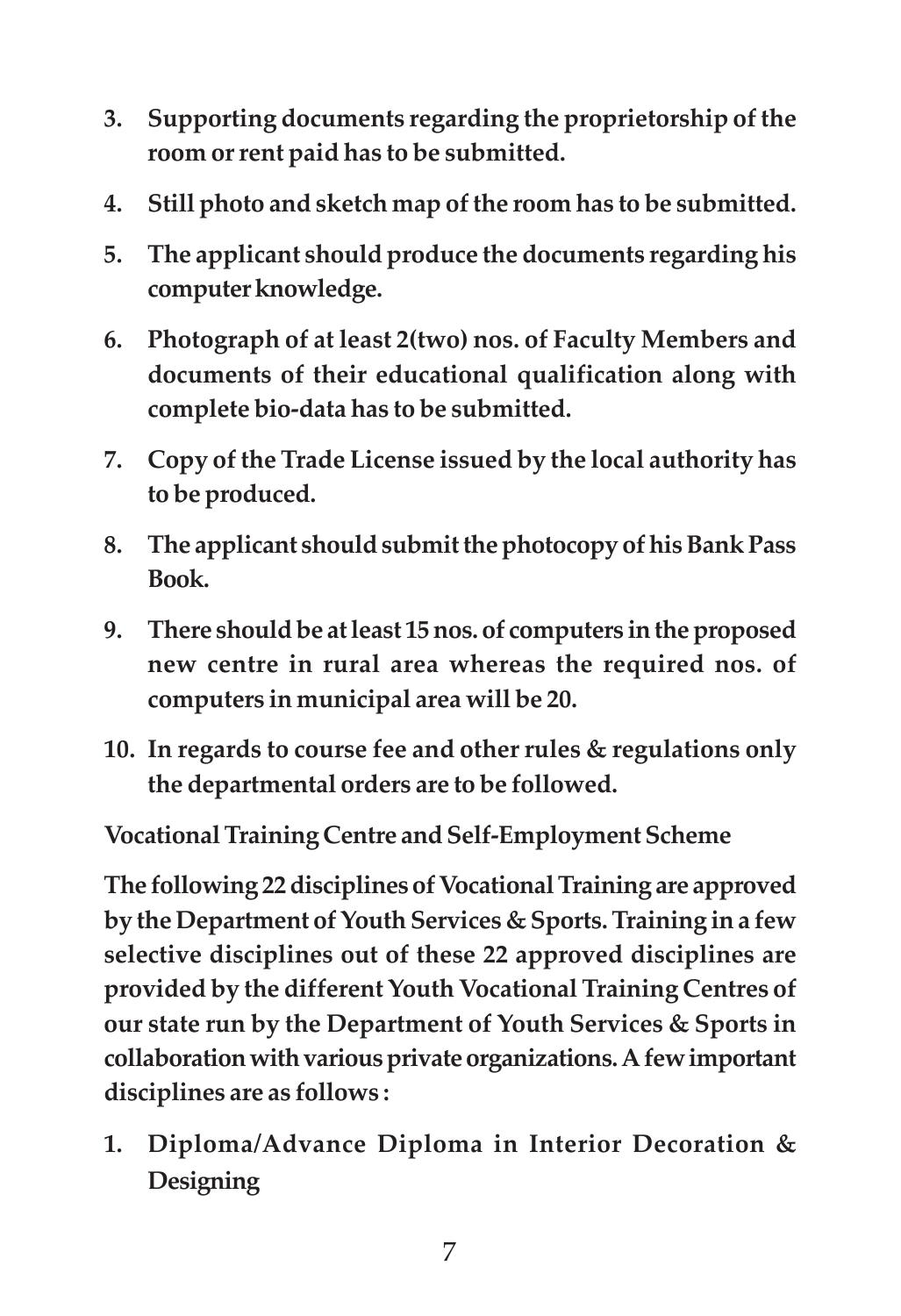3. **Supporting documents regarding the proprietorship of the room or rent paid has to be submitted.**
4. **Still photo and sketch map of the room has to be submitted.**
5. **The applicant should produce the documents regarding his computer knowledge.**
6. **Photograph of at least 2(two) nos. of Faculty Members and documents of their educational qualification along with complete bio-data has to be submitted.**
7. **Copy of the Trade License issued by the local authority has to be produced.**
8. **The applicant should submit the photocopy of his Bank Pass Book.**
9. **There should be at least 15 nos. of computers in the proposed new centre in rural area whereas the required nos. of computers in municipal area will be 20.**
10. **In regards to course fee and other rules & regulations only the departmental orders are to be followed.**

**Vocational Training Centre and Self-Employment Scheme**

**The following 22 disciplines of Vocational Training are approved by the Department of Youth Services & Sports. Training in a few selective disciplines out of these 22 approved disciplines are provided by the different Youth Vocational Training Centres of our state run by the Department of Youth Services & Sports in collaboration with various private organizations. A few important disciplines are as follows :**

1. **Diploma/Advance Diploma in Interior Decoration & Designing**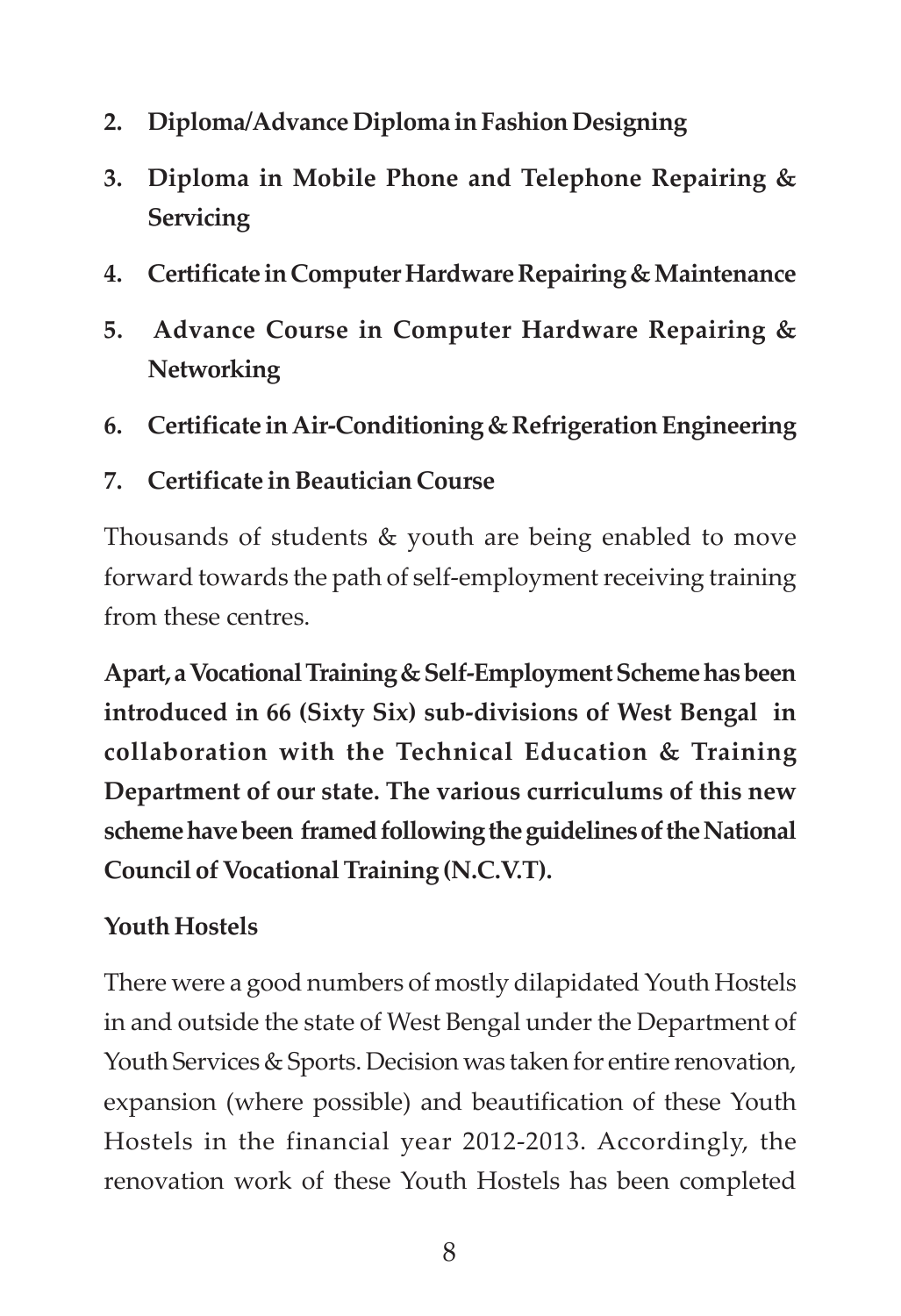2. **Diploma/Advance Diploma in Fashion Designing**
3. **Diploma in Mobile Phone and Telephone Repairing & Servicing**
4. **Certificate in Computer Hardware Repairing & Maintenance**
5. **Advance Course in Computer Hardware Repairing & Networking**
6. **Certificate in Air-Conditioning & Refrigeration Engineering**
7. **Certificate in Beautician Course**

Thousands of students & youth are being enabled to move forward towards the path of self-employment receiving training from these centres.

**Apart, a Vocational Training & Self-Employment Scheme has been introduced in 66 (Sixty Six) sub-divisions of West Bengal in collaboration with the Technical Education & Training Department of our state. The various curriculums of this new scheme have been framed following the guidelines of the National Council of Vocational Training (N.C.V.T).**

**Youth Hostels**

There were a good numbers of mostly dilapidated Youth Hostels in and outside the state of West Bengal under the Department of Youth Services & Sports. Decision was taken for entire renovation, expansion (where possible) and beautification of these Youth Hostels in the financial year 2012-2013. Accordingly, the renovation work of these Youth Hostels has been completed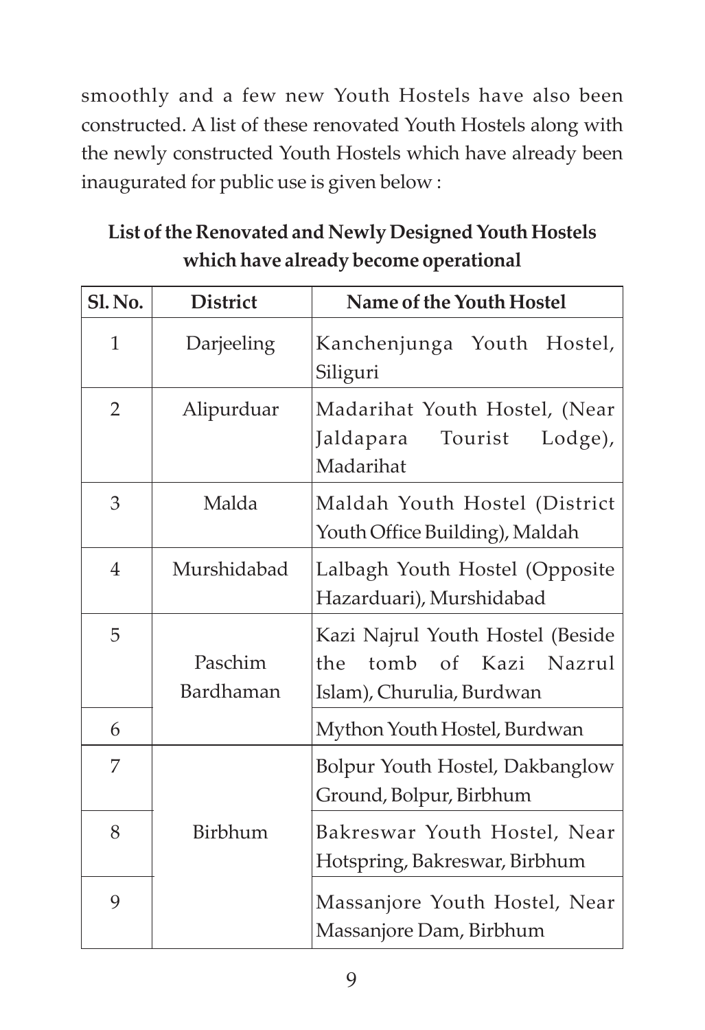smoothly and a few new Youth Hostels have also been constructed. A list of these renovated Youth Hostels along with the newly constructed Youth Hostels which have already been inaugurated for public use is given below :

**List of the Renovated and Newly Designed Youth Hostels which have already become operational**

| Sl. No. | District | Name of the Youth Hostel |
|---|---|---|
| 1 | Darjeeling | Kanchenjunga Youth Hostel, Siliguri |
| 2 | Alipurduar | Madarihat Youth Hostel, (Near Jaldapara Tourist Lodge), Madarihat |
| 3 | Malda | Maldah Youth Hostel (District Youth Office Building), Maldah |
| 4 | Murshidabad | Lalbagh Youth Hostel (Opposite Hazarduari), Murshidabad |
| 5 | Paschim Bardhaman | Kazi Najrul Youth Hostel (Beside the tomb of Kazi Nazrul Islam), Churulia, Burdwan |
| 6 | | Mython Youth Hostel, Burdwan |
| 7 | Birbhum | Bolpur Youth Hostel, Dakbanglow Ground, Bolpur, Birbhum |
| 8 | | Bakreswar Youth Hostel, Near Hotspring, Bakreswar, Birbhum |
| 9 | | Massanjore Youth Hostel, Near Massanjore Dam, Birbhum |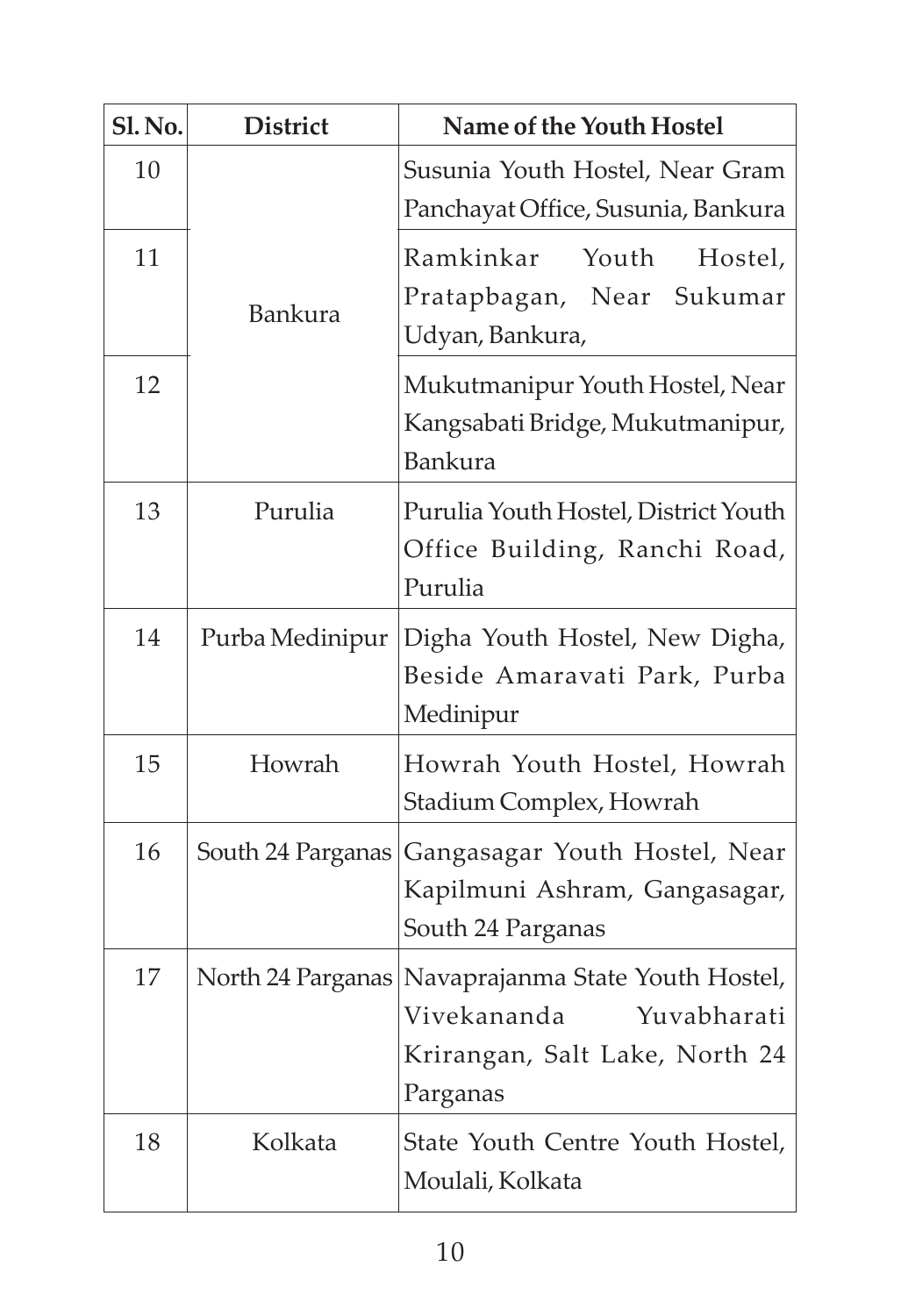| Sl. No. | District | Name of the Youth Hostel |
|---|---|---|
| 10 | Bankura | Susunia Youth Hostel, Near Gram Panchayat Office, Susunia, Bankura |
| 11 | | Ramkinkar Youth Hostel, Pratapbagan, Near Sukumar Udyan, Bankura, |
| 12 | | Mukutmanipur Youth Hostel, Near Kangsabati Bridge, Mukutmanipur, Bankura |
| 13 | Purulia | Purulia Youth Hostel, District Youth Office Building, Ranchi Road, Purulia |
| 14 | Purba Medinipur | Digha Youth Hostel, New Digha, Beside Amaravati Park, Purba Medinipur |
| 15 | Howrah | Howrah Youth Hostel, Howrah Stadium Complex, Howrah |
| 16 | South 24 Parganas | Gangasagar Youth Hostel, Near Kapilmuni Ashram, Gangasagar, South 24 Parganas |
| 17 | North 24 Parganas | Navaprajanma State Youth Hostel, Vivekananda Yuvabharati Krirangan, Salt Lake, North 24 Parganas |
| 18 | Kolkata | State Youth Centre Youth Hostel, Moulali, Kolkata |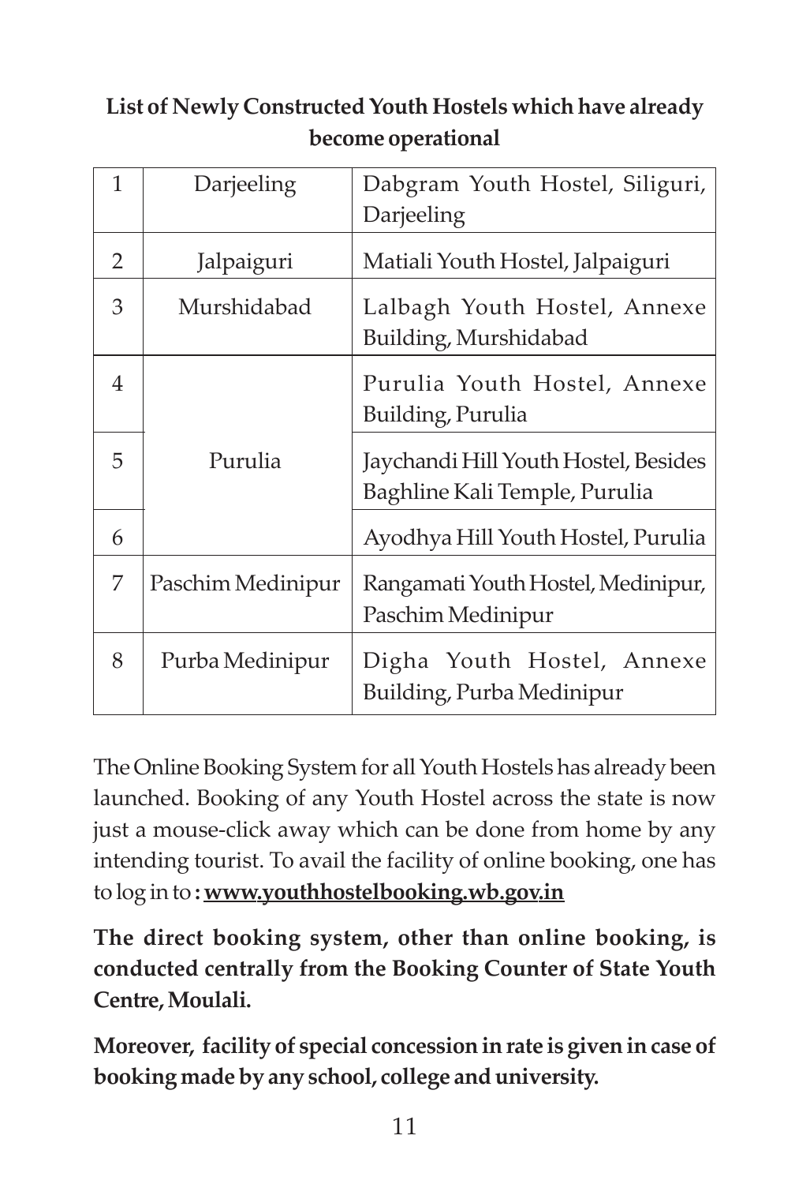**List of Newly Constructed Youth Hostels which have already become operational**

| 1 | Darjeeling | Dabgram Youth Hostel, Siliguri, Darjeeling |
|---|---|---|
| 2 | Jalpaiguri | Matiali Youth Hostel, Jalpaiguri |
| 3 | Murshidabad | Lalbagh Youth Hostel, Annexe Building, Murshidabad |
| 4 | Purulia | Purulia Youth Hostel, Annexe Building, Purulia |
| 5 | | Jaychandi Hill Youth Hostel, Besides Baghline Kali Temple, Purulia |
| 6 | | Ayodhya Hill Youth Hostel, Purulia |
| 7 | Paschim Medinipur | Rangamati Youth Hostel, Medinipur, Paschim Medinipur |
| 8 | Purba Medinipur | Digha Youth Hostel, Annexe Building, Purba Medinipur |

The Online Booking System for all Youth Hostels has already been launched. Booking of any Youth Hostel across the state is now just a mouse-click away which can be done from home by any intending tourist. To avail the facility of online booking, one has to log in to **: www.youthhostelbooking.wb.gov.in**

**The direct booking system, other than online booking, is conducted centrally from the Booking Counter of State Youth Centre, Moulali.**

**Moreover, facility of special concession in rate is given in case of booking made by any school, college and university.**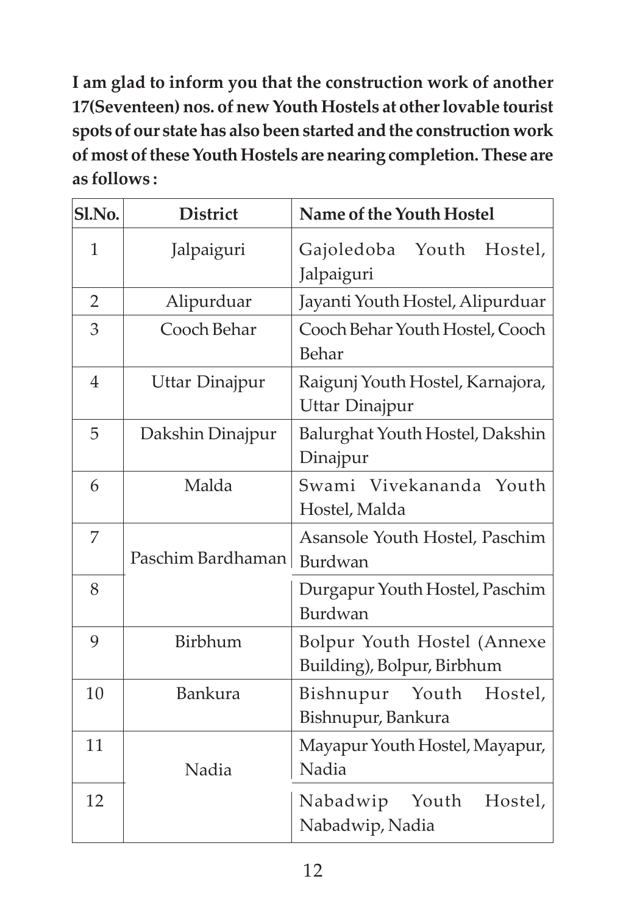**I am glad to inform you that the construction work of another 17(Seventeen) nos. of new Youth Hostels at other lovable tourist spots of our state has also been started and the construction work of most of these Youth Hostels are nearing completion. These are as follows :**

| Sl.No. | District | Name of the Youth Hostel |
|---|---|---|
| 1 | Jalpaiguri | Gajoledoba Youth Hostel, Jalpaiguri |
| 2 | Alipurduar | Jayanti Youth Hostel, Alipurduar |
| 3 | Cooch Behar | Cooch Behar Youth Hostel, Cooch Behar |
| 4 | Uttar Dinajpur | Raigunj Youth Hostel, Karnajora, Uttar Dinajpur |
| 5 | Dakshin Dinajpur | Balurghat Youth Hostel, Dakshin Dinajpur |
| 6 | Malda | Swami Vivekananda Youth Hostel, Malda |
| 7 | Paschim Bardhaman | Asansole Youth Hostel, Paschim Burdwan |
| 8 | | Durgapur Youth Hostel, Paschim Burdwan |
| 9 | Birbhum | Bolpur Youth Hostel (Annexe Building), Bolpur, Birbhum |
| 10 | Bankura | Bishnupur Youth Hostel, Bishnupur, Bankura |
| 11 | Nadia | Mayapur Youth Hostel, Mayapur, Nadia |
| 12 | | Nabadwip Youth Hostel, Nabadwip, Nadia |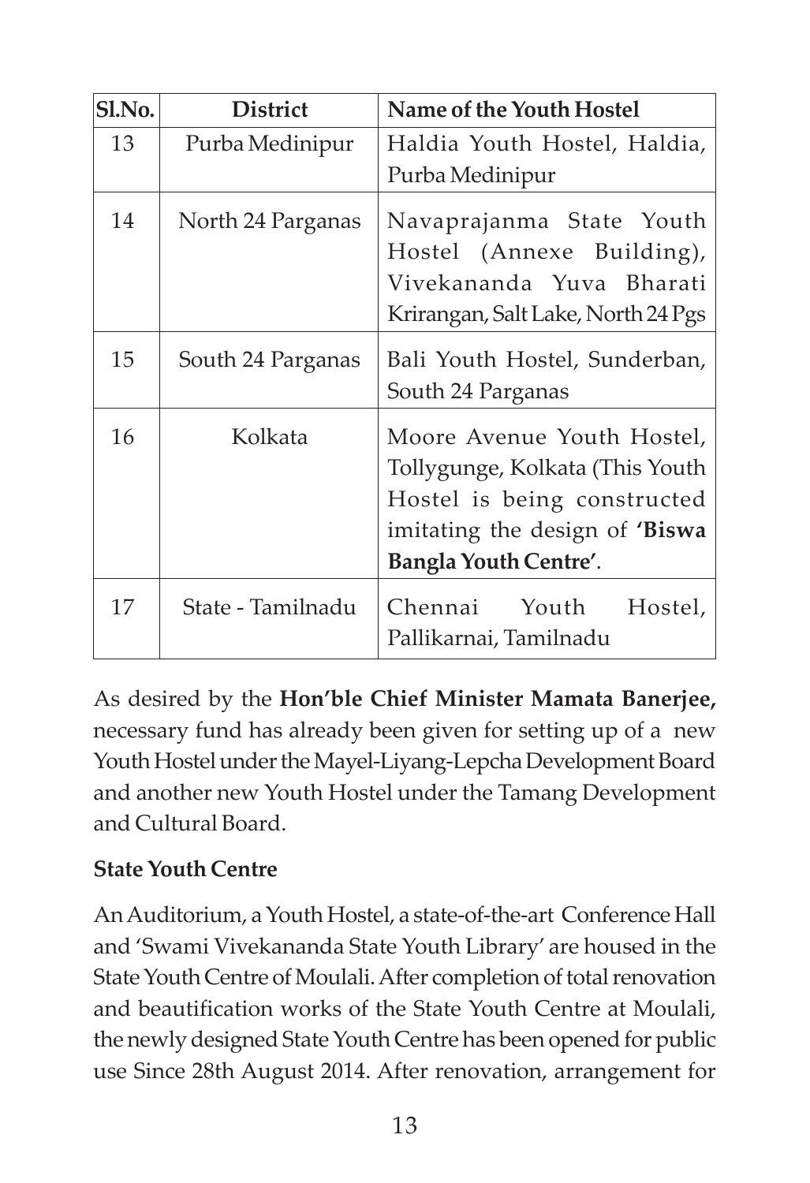| Sl.No. | District | Name of the Youth Hostel |
|---|---|---|
| 13 | Purba Medinipur | Haldia Youth Hostel, Haldia, Purba Medinipur |
| 14 | North 24 Parganas | Navaprajanma State Youth Hostel (Annexe Building), Vivekananda Yuva Bharati Krirangan, Salt Lake, North 24 Pgs |
| 15 | South 24 Parganas | Bali Youth Hostel, Sunderban, South 24 Parganas |
| 16 | Kolkata | Moore Avenue Youth Hostel, Tollygunge, Kolkata (This Youth Hostel is being constructed imitating the design of **'Biswa Bangla Youth Centre'**. |
| 17 | State - Tamilnadu | Chennai Youth Hostel, Pallikarnai, Tamilnadu |

As desired by the **Hon'ble Chief Minister Mamata Banerjee,** necessary fund has already been given for setting up of a new Youth Hostel under the Mayel-Liyang-Lepcha Development Board and another new Youth Hostel under the Tamang Development and Cultural Board.

**State Youth Centre**

An Auditorium, a Youth Hostel, a state-of-the-art Conference Hall and 'Swami Vivekananda State Youth Library' are housed in the State Youth Centre of Moulali. After completion of total renovation and beautification works of the State Youth Centre at Moulali, the newly designed State Youth Centre has been opened for public use Since 28th August 2014. After renovation, arrangement for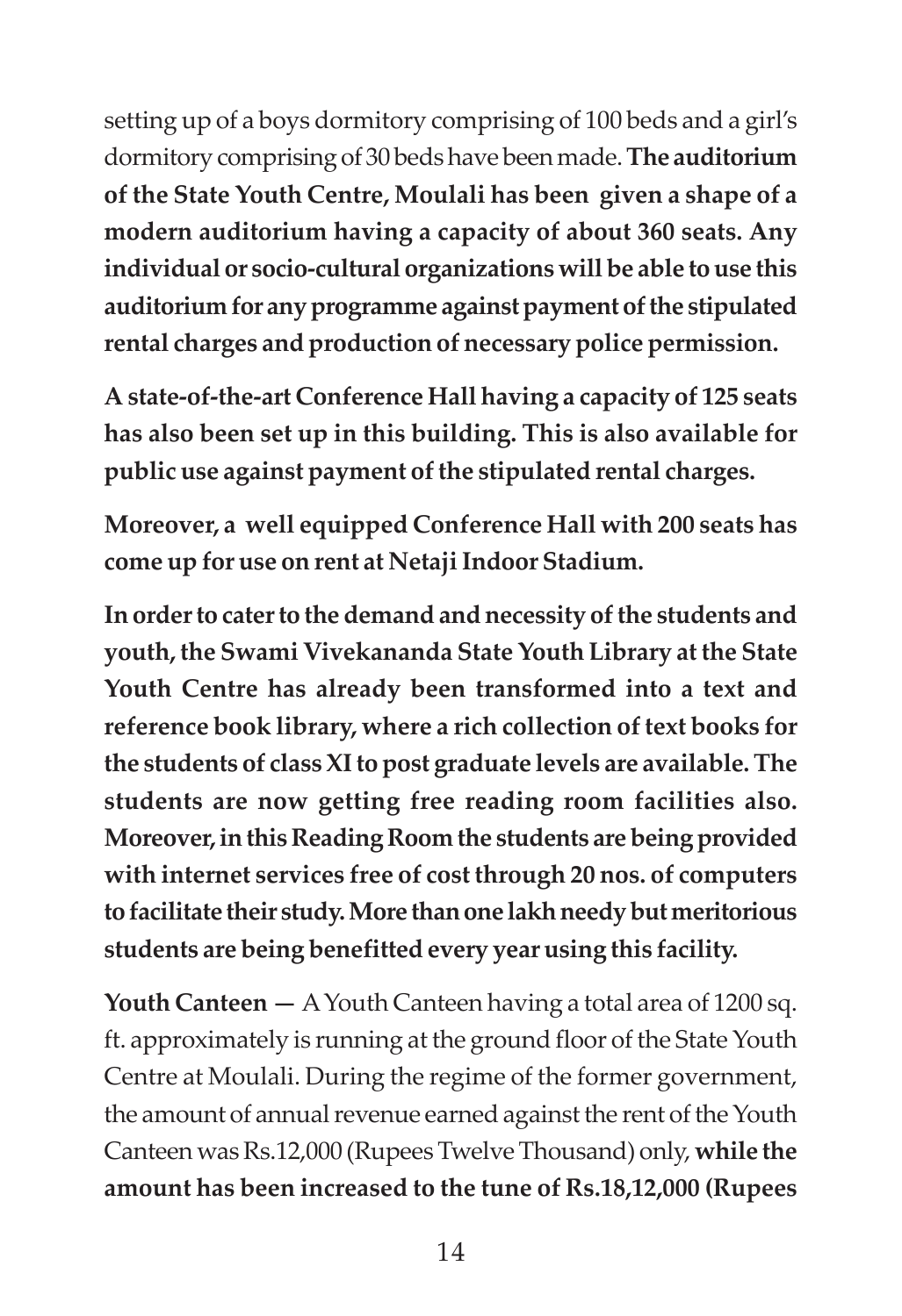setting up of a boys dormitory comprising of 100 beds and a girl's dormitory comprising of 30 beds have been made. **The auditorium of the State Youth Centre, Moulali has been given a shape of a modern auditorium having a capacity of about 360 seats. Any individual or socio-cultural organizations will be able to use this auditorium for any programme against payment of the stipulated rental charges and production of necessary police permission.**

**A state-of-the-art Conference Hall having a capacity of 125 seats has also been set up in this building. This is also available for public use against payment of the stipulated rental charges.**

**Moreover, a well equipped Conference Hall with 200 seats has come up for use on rent at Netaji Indoor Stadium.**

**In order to cater to the demand and necessity of the students and youth, the Swami Vivekananda State Youth Library at the State Youth Centre has already been transformed into a text and reference book library, where a rich collection of text books for the students of class XI to post graduate levels are available. The students are now getting free reading room facilities also. Moreover, in this Reading Room the students are being provided with internet services free of cost through 20 nos. of computers to facilitate their study. More than one lakh needy but meritorious students are being benefitted every year using this facility.**

**Youth Canteen —** A Youth Canteen having a total area of 1200 sq. ft. approximately is running at the ground floor of the State Youth Centre at Moulali. During the regime of the former government, the amount of annual revenue earned against the rent of the Youth Canteen was Rs.12,000 (Rupees Twelve Thousand) only, **while the amount has been increased to the tune of Rs.18,12,000 (Rupees**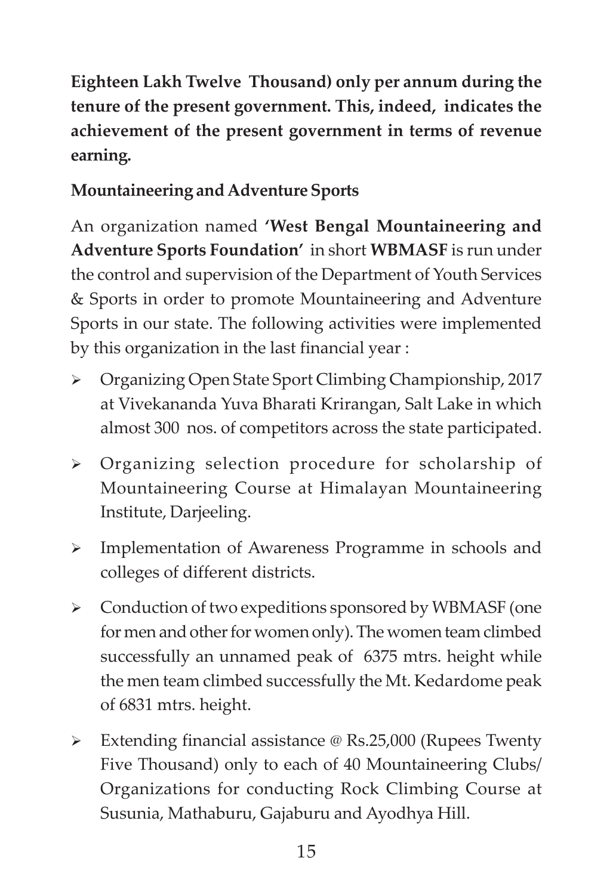**Eighteen Lakh Twelve Thousand) only per annum during the tenure of the present government. This, indeed, indicates the achievement of the present government in terms of revenue earning.**

**Mountaineering and Adventure Sports**

An organization named **'West Bengal Mountaineering and Adventure Sports Foundation'** in short **WBMASF** is run under the control and supervision of the Department of Youth Services & Sports in order to promote Mountaineering and Adventure Sports in our state. The following activities were implemented by this organization in the last financial year :

- Organizing Open State Sport Climbing Championship, 2017 at Vivekananda Yuva Bharati Krirangan, Salt Lake in which almost 300 nos. of competitors across the state participated.
- Organizing selection procedure for scholarship of Mountaineering Course at Himalayan Mountaineering Institute, Darjeeling.
- Implementation of Awareness Programme in schools and colleges of different districts.
- Conduction of two expeditions sponsored by WBMASF (one for men and other for women only). The women team climbed successfully an unnamed peak of 6375 mtrs. height while the men team climbed successfully the Mt. Kedardome peak of 6831 mtrs. height.
- Extending financial assistance @ Rs.25,000 (Rupees Twenty Five Thousand) only to each of 40 Mountaineering Clubs/ Organizations for conducting Rock Climbing Course at Susunia, Mathaburu, Gajaburu and Ayodhya Hill.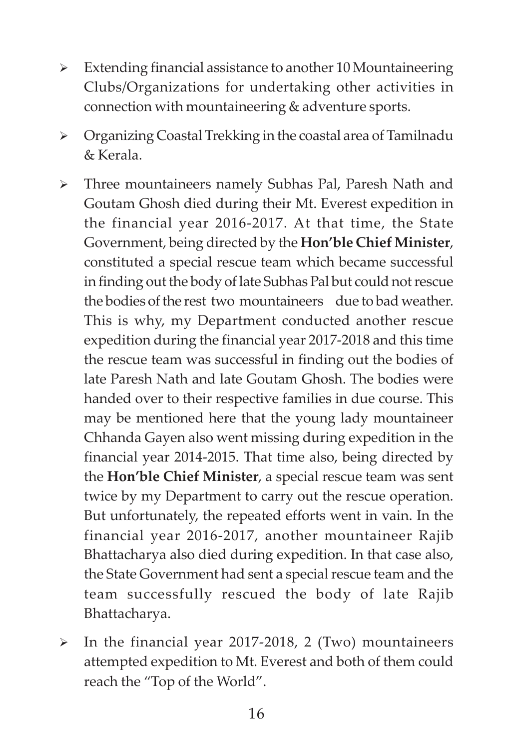- Extending financial assistance to another 10 Mountaineering Clubs/Organizations for undertaking other activities in connection with mountaineering & adventure sports.

- Organizing Coastal Trekking in the coastal area of Tamilnadu & Kerala.

- Three mountaineers namely Subhas Pal, Paresh Nath and Goutam Ghosh died during their Mt. Everest expedition in the financial year 2016-2017. At that time, the State Government, being directed by the **Hon'ble Chief Minister**, constituted a special rescue team which became successful in finding out the body of late Subhas Pal but could not rescue the bodies of the rest two mountaineers due to bad weather. This is why, my Department conducted another rescue expedition during the financial year 2017-2018 and this time the rescue team was successful in finding out the bodies of late Paresh Nath and late Goutam Ghosh. The bodies were handed over to their respective families in due course. This may be mentioned here that the young lady mountaineer Chhanda Gayen also went missing during expedition in the financial year 2014-2015. That time also, being directed by the **Hon'ble Chief Minister**, a special rescue team was sent twice by my Department to carry out the rescue operation. But unfortunately, the repeated efforts went in vain. In the financial year 2016-2017, another mountaineer Rajib Bhattacharya also died during expedition. In that case also, the State Government had sent a special rescue team and the team successfully rescued the body of late Rajib Bhattacharya.

- In the financial year 2017-2018, 2 (Two) mountaineers attempted expedition to Mt. Everest and both of them could reach the "Top of the World".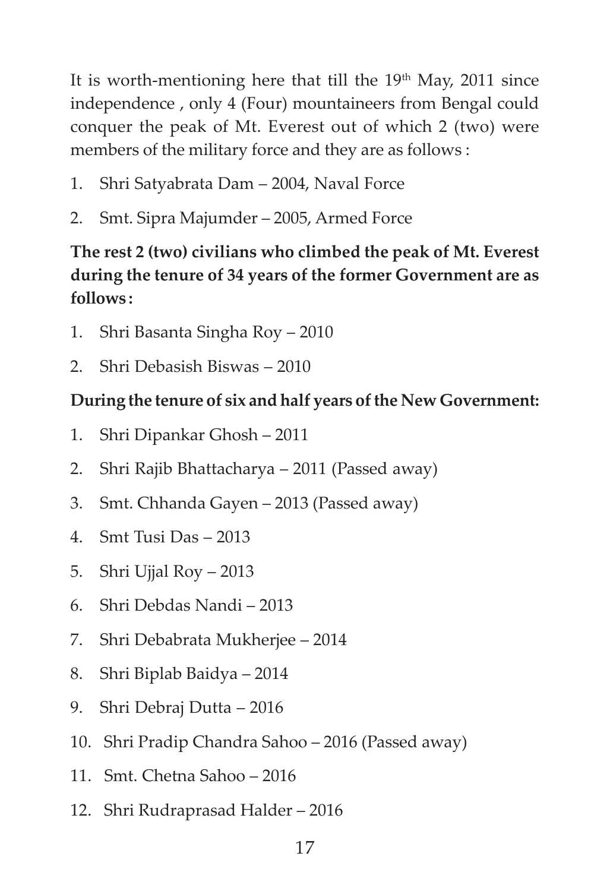It is worth-mentioning here that till the 19th May, 2011 since independence , only 4 (Four) mountaineers from Bengal could conquer the peak of Mt. Everest out of which 2 (two) were members of the military force and they are as follows :

1. Shri Satyabrata Dam – 2004, Naval Force
2. Smt. Sipra Majumder – 2005, Armed Force

**The rest 2 (two) civilians who climbed the peak of Mt. Everest during the tenure of 34 years of the former Government are as follows :**

1. Shri Basanta Singha Roy – 2010
2. Shri Debasish Biswas – 2010

**During the tenure of six and half years of the New Government:**

1. Shri Dipankar Ghosh – 2011
2. Shri Rajib Bhattacharya – 2011 (Passed away)
3. Smt. Chhanda Gayen – 2013 (Passed away)
4. Smt Tusi Das – 2013
5. Shri Ujjal Roy – 2013
6. Shri Debdas Nandi – 2013
7. Shri Debabrata Mukherjee – 2014
8. Shri Biplab Baidya – 2014
9. Shri Debraj Dutta – 2016
10. Shri Pradip Chandra Sahoo – 2016 (Passed away)
11. Smt. Chetna Sahoo – 2016
12. Shri Rudraprasad Halder – 2016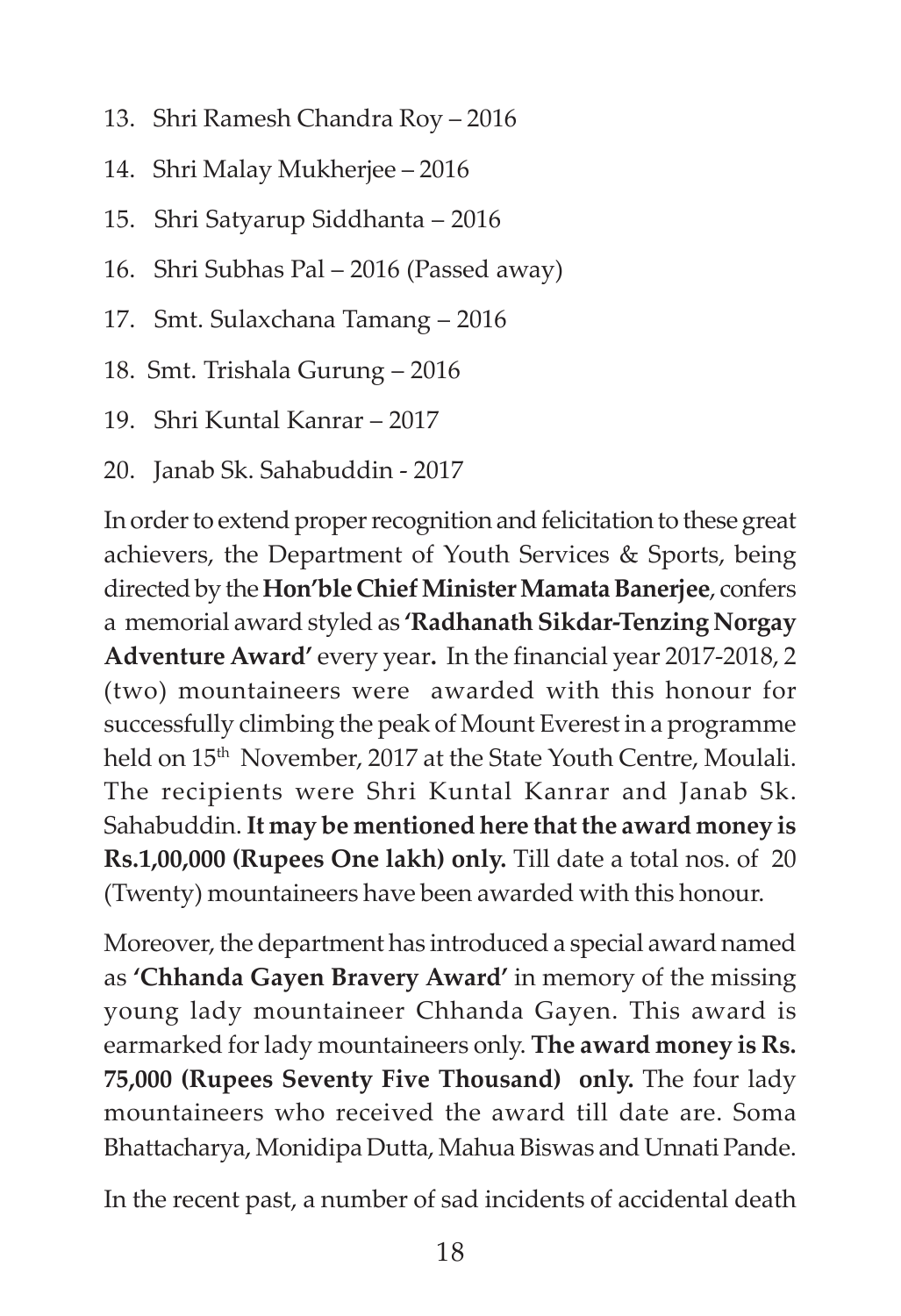13. Shri Ramesh Chandra Roy – 2016
14. Shri Malay Mukherjee – 2016
15. Shri Satyarup Siddhanta – 2016
16. Shri Subhas Pal – 2016 (Passed away)
17. Smt. Sulaxchana Tamang – 2016
18. Smt. Trishala Gurung – 2016
19. Shri Kuntal Kanrar – 2017
20. Janab Sk. Sahabuddin - 2017

In order to extend proper recognition and felicitation to these great achievers, the Department of Youth Services & Sports, being directed by the **Hon'ble Chief Minister Mamata Banerjee**, confers a memorial award styled as **'Radhanath Sikdar-Tenzing Norgay Adventure Award'** every year**.** In the financial year 2017-2018, 2 (two) mountaineers were awarded with this honour for successfully climbing the peak of Mount Everest in a programme held on 15th November, 2017 at the State Youth Centre, Moulali. The recipients were Shri Kuntal Kanrar and Janab Sk. Sahabuddin. **It may be mentioned here that the award money is Rs.1,00,000 (Rupees One lakh) only.** Till date a total nos. of 20 (Twenty) mountaineers have been awarded with this honour.

Moreover, the department has introduced a special award named as **'Chhanda Gayen Bravery Award'** in memory of the missing young lady mountaineer Chhanda Gayen. This award is earmarked for lady mountaineers only. **The award money is Rs. 75,000 (Rupees Seventy Five Thousand) only.** The four lady mountaineers who received the award till date are. Soma Bhattacharya, Monidipa Dutta, Mahua Biswas and Unnati Pande.

In the recent past, a number of sad incidents of accidental death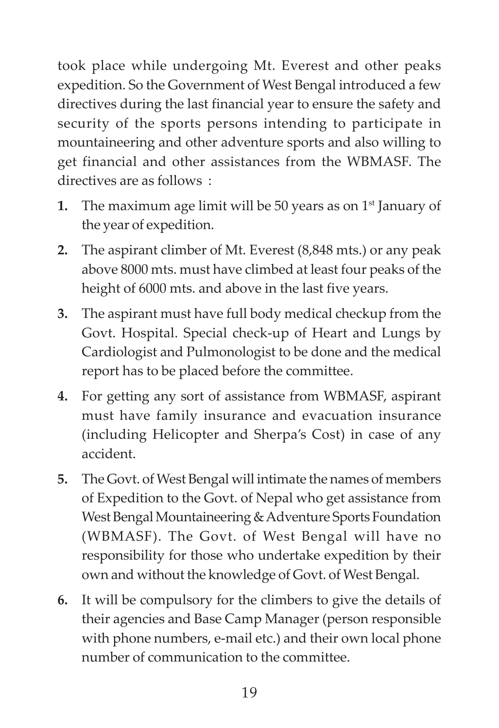took place while undergoing Mt. Everest and other peaks expedition. So the Government of West Bengal introduced a few directives during the last financial year to ensure the safety and security of the sports persons intending to participate in mountaineering and other adventure sports and also willing to get financial and other assistances from the WBMASF. The directives are as follows :

1. The maximum age limit will be 50 years as on 1st January of the year of expedition.
2. The aspirant climber of Mt. Everest (8,848 mts.) or any peak above 8000 mts. must have climbed at least four peaks of the height of 6000 mts. and above in the last five years.
3. The aspirant must have full body medical checkup from the Govt. Hospital. Special check-up of Heart and Lungs by Cardiologist and Pulmonologist to be done and the medical report has to be placed before the committee.
4. For getting any sort of assistance from WBMASF, aspirant must have family insurance and evacuation insurance (including Helicopter and Sherpa's Cost) in case of any accident.
5. The Govt. of West Bengal will intimate the names of members of Expedition to the Govt. of Nepal who get assistance from West Bengal Mountaineering & Adventure Sports Foundation (WBMASF). The Govt. of West Bengal will have no responsibility for those who undertake expedition by their own and without the knowledge of Govt. of West Bengal.
6. It will be compulsory for the climbers to give the details of their agencies and Base Camp Manager (person responsible with phone numbers, e-mail etc.) and their own local phone number of communication to the committee.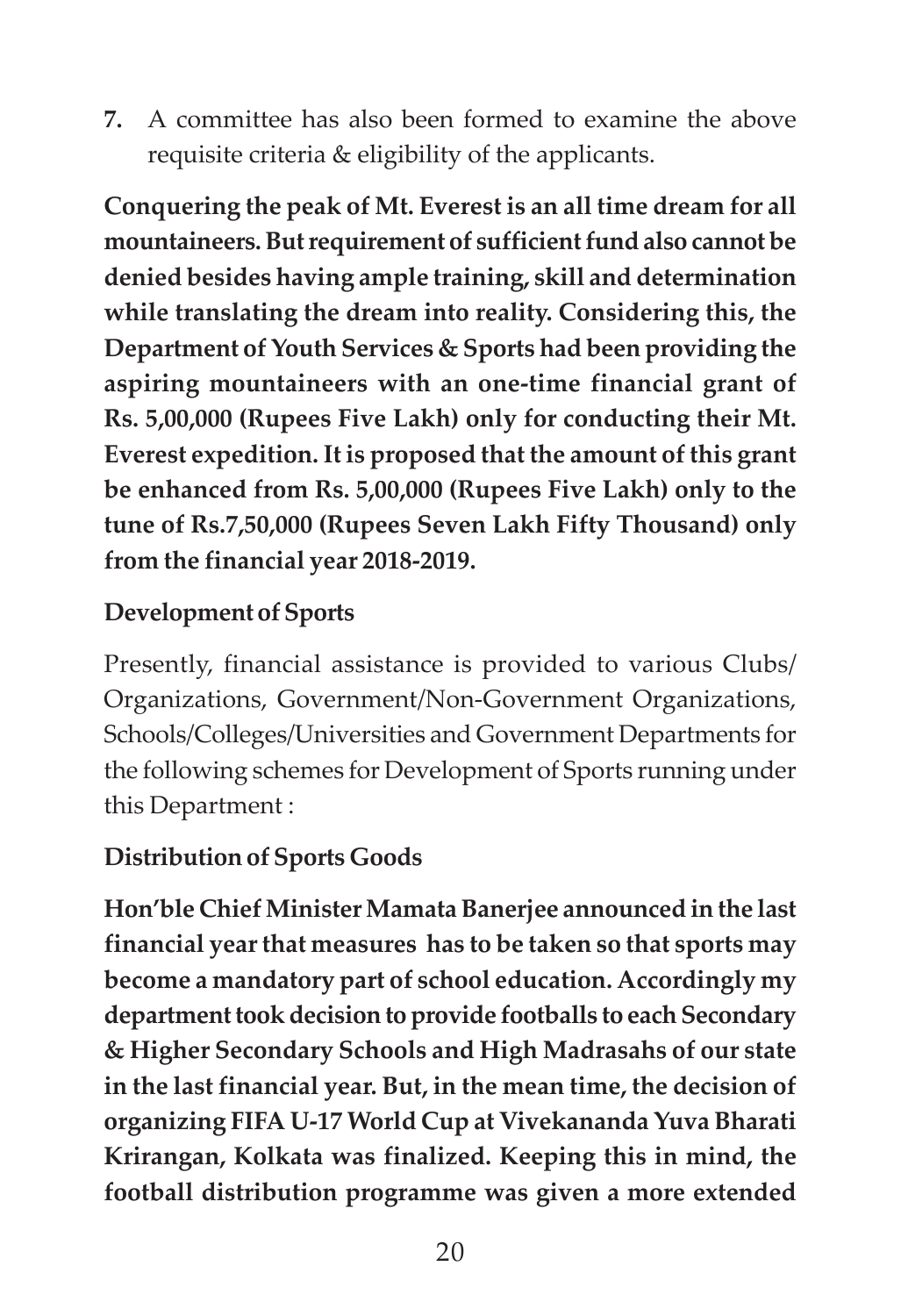7. A committee has also been formed to examine the above requisite criteria & eligibility of the applicants.

**Conquering the peak of Mt. Everest is an all time dream for all mountaineers. But requirement of sufficient fund also cannot be denied besides having ample training, skill and determination while translating the dream into reality. Considering this, the Department of Youth Services & Sports had been providing the aspiring mountaineers with an one-time financial grant of Rs. 5,00,000 (Rupees Five Lakh) only for conducting their Mt. Everest expedition. It is proposed that the amount of this grant be enhanced from Rs. 5,00,000 (Rupees Five Lakh) only to the tune of Rs.7,50,000 (Rupees Seven Lakh Fifty Thousand) only from the financial year 2018-2019.**

**Development of Sports**

Presently, financial assistance is provided to various Clubs/ Organizations, Government/Non-Government Organizations, Schools/Colleges/Universities and Government Departments for the following schemes for Development of Sports running under this Department :

**Distribution of Sports Goods**

**Hon'ble Chief Minister Mamata Banerjee announced in the last financial year that measures has to be taken so that sports may become a mandatory part of school education. Accordingly my department took decision to provide footballs to each Secondary & Higher Secondary Schools and High Madrasahs of our state in the last financial year. But, in the mean time, the decision of organizing FIFA U-17 World Cup at Vivekananda Yuva Bharati Krirangan, Kolkata was finalized. Keeping this in mind, the football distribution programme was given a more extended**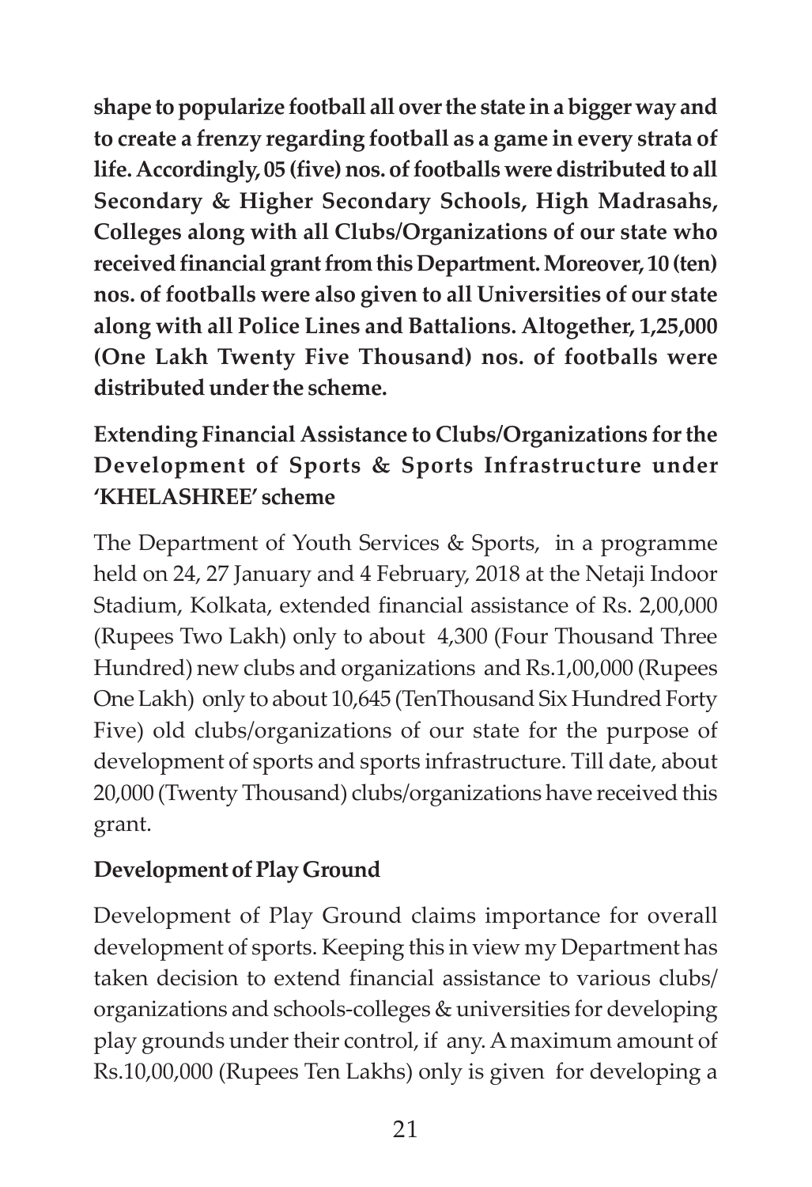**shape to popularize football all over the state in a bigger way and to create a frenzy regarding football as a game in every strata of life. Accordingly, 05 (five) nos. of footballs were distributed to all Secondary & Higher Secondary Schools, High Madrasahs, Colleges along with all Clubs/Organizations of our state who received financial grant from this Department. Moreover, 10 (ten) nos. of footballs were also given to all Universities of our state along with all Police Lines and Battalions. Altogether, 1,25,000 (One Lakh Twenty Five Thousand) nos. of footballs were distributed under the scheme.**

### Extending Financial Assistance to Clubs/Organizations for the Development of Sports & Sports Infrastructure under 'KHELASHREE' scheme

The Department of Youth Services & Sports, in a programme held on 24, 27 January and 4 February, 2018 at the Netaji Indoor Stadium, Kolkata, extended financial assistance of Rs. 2,00,000 (Rupees Two Lakh) only to about 4,300 (Four Thousand Three Hundred) new clubs and organizations and Rs.1,00,000 (Rupees One Lakh) only to about 10,645 (TenThousand Six Hundred Forty Five) old clubs/organizations of our state for the purpose of development of sports and sports infrastructure. Till date, about 20,000 (Twenty Thousand) clubs/organizations have received this grant.

### Development of Play Ground

Development of Play Ground claims importance for overall development of sports. Keeping this in view my Department has taken decision to extend financial assistance to various clubs/ organizations and schools-colleges & universities for developing play grounds under their control, if any. A maximum amount of Rs.10,00,000 (Rupees Ten Lakhs) only is given for developing a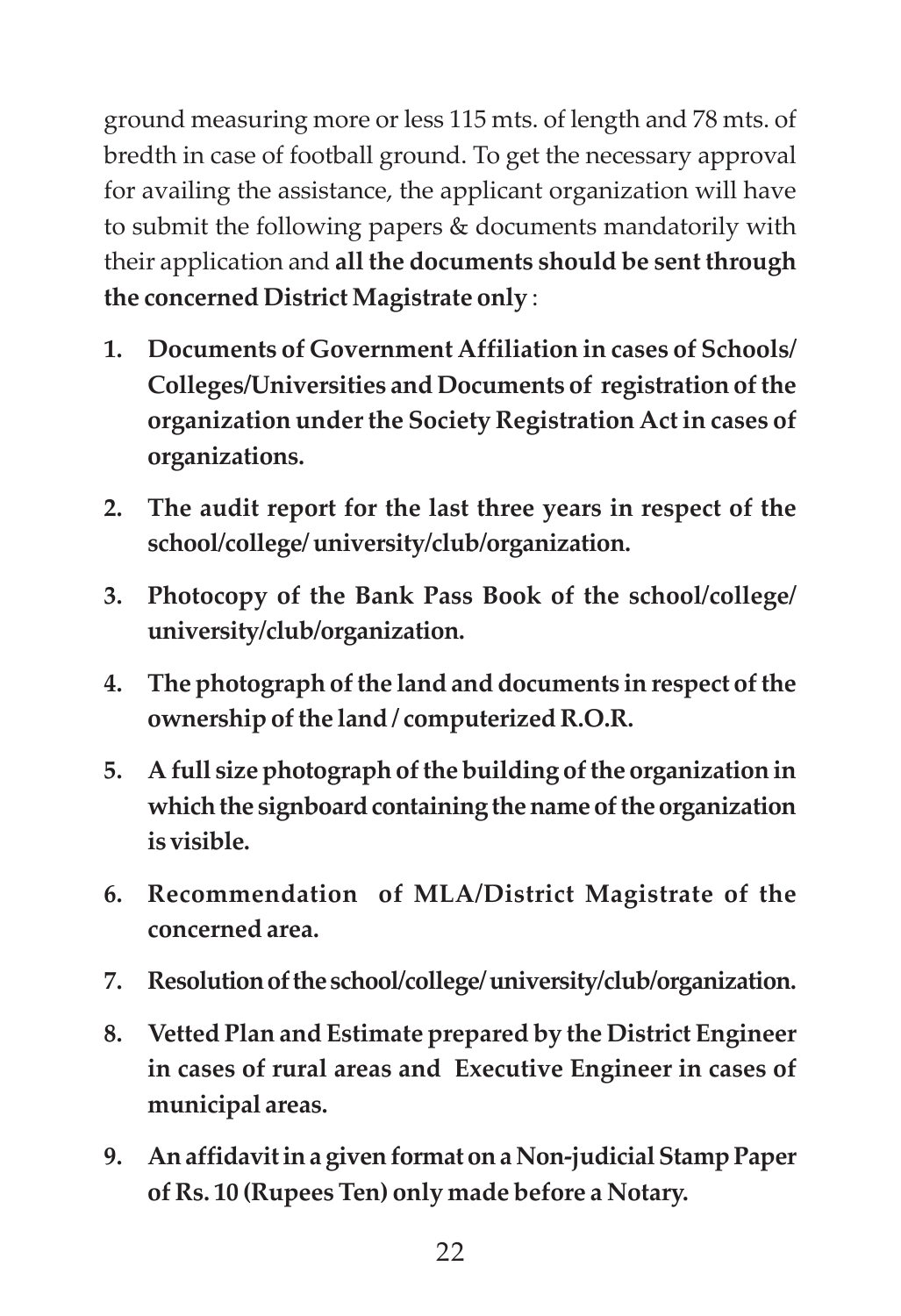ground measuring more or less 115 mts. of length and 78 mts. of bredth in case of football ground. To get the necessary approval for availing the assistance, the applicant organization will have to submit the following papers & documents mandatorily with their application and **all the documents should be sent through the concerned District Magistrate only** :

1. **Documents of Government Affiliation in cases of Schools/ Colleges/Universities and Documents of registration of the organization under the Society Registration Act in cases of organizations.**
2. **The audit report for the last three years in respect of the school/college/ university/club/organization.**
3. **Photocopy of the Bank Pass Book of the school/college/ university/club/organization.**
4. **The photograph of the land and documents in respect of the ownership of the land / computerized R.O.R.**
5. **A full size photograph of the building of the organization in which the signboard containing the name of the organization is visible.**
6. **Recommendation of MLA/District Magistrate of the concerned area.**
7. **Resolution of the school/college/ university/club/organization.**
8. **Vetted Plan and Estimate prepared by the District Engineer in cases of rural areas and Executive Engineer in cases of municipal areas.**
9. **An affidavit in a given format on a Non-judicial Stamp Paper of Rs. 10 (Rupees Ten) only made before a Notary.**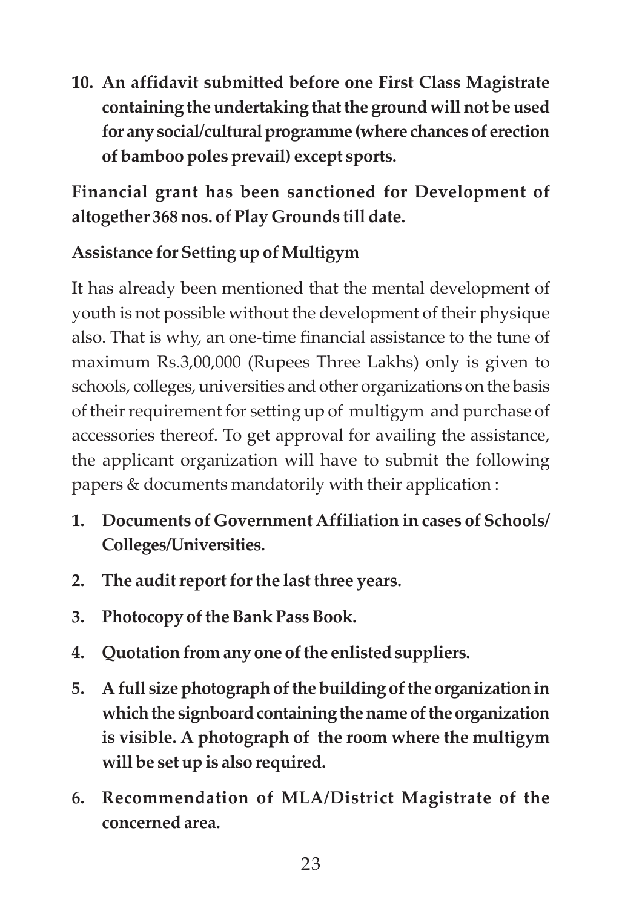10. **An affidavit submitted before one First Class Magistrate containing the undertaking that the ground will not be used for any social/cultural programme (where chances of erection of bamboo poles prevail) except sports.**

**Financial grant has been sanctioned for Development of altogether 368 nos. of Play Grounds till date.**

**Assistance for Setting up of Multigym**

It has already been mentioned that the mental development of youth is not possible without the development of their physique also. That is why, an one-time financial assistance to the tune of maximum Rs.3,00,000 (Rupees Three Lakhs) only is given to schools, colleges, universities and other organizations on the basis of their requirement for setting up of multigym and purchase of accessories thereof. To get approval for availing the assistance, the applicant organization will have to submit the following papers & documents mandatorily with their application :

1. **Documents of Government Affiliation in cases of Schools/ Colleges/Universities.**
2. **The audit report for the last three years.**
3. **Photocopy of the Bank Pass Book.**
4. **Quotation from any one of the enlisted suppliers.**
5. **A full size photograph of the building of the organization in which the signboard containing the name of the organization is visible. A photograph of the room where the multigym will be set up is also required.**
6. **Recommendation of MLA/District Magistrate of the concerned area.**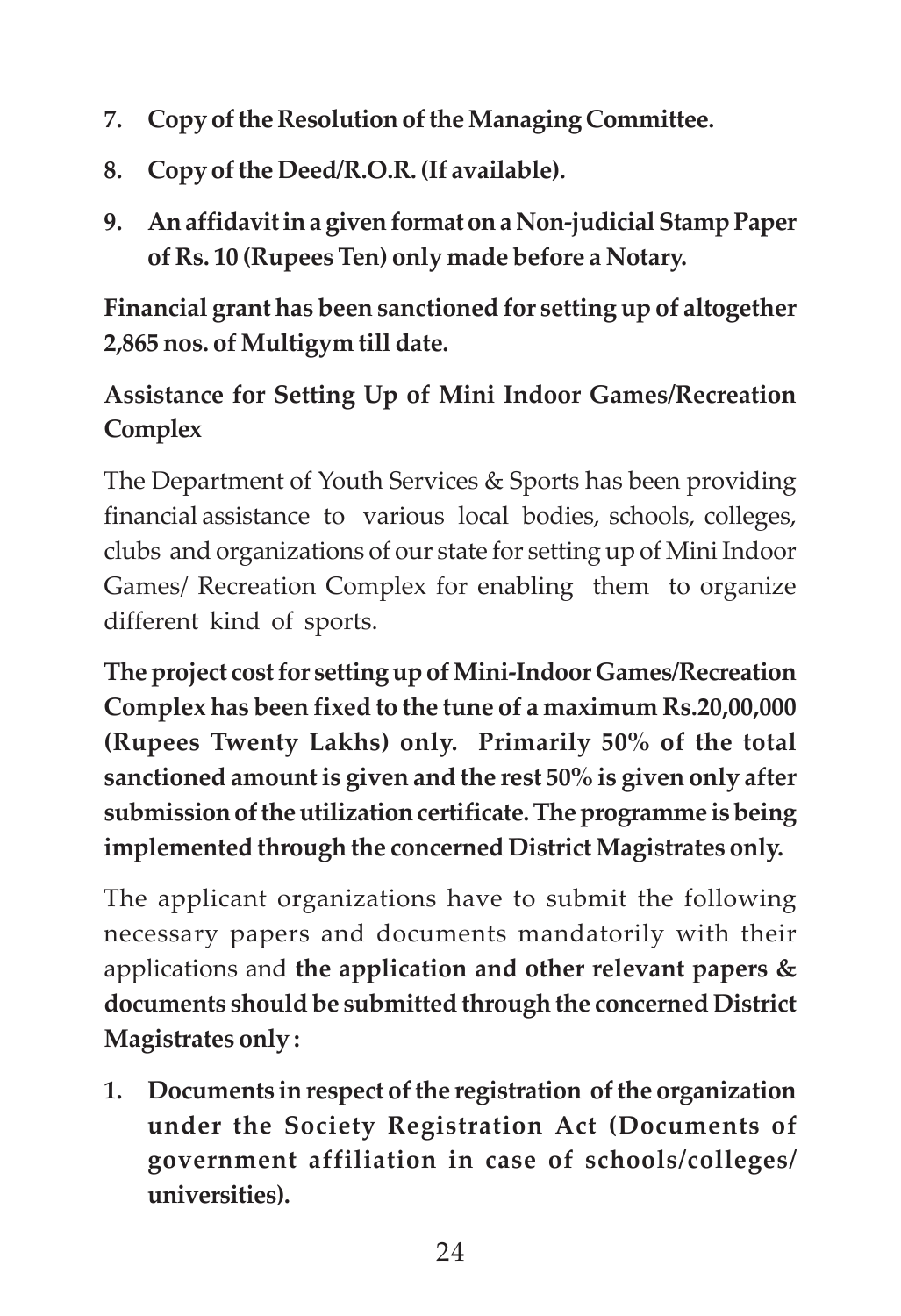7. **Copy of the Resolution of the Managing Committee.**
8. **Copy of the Deed/R.O.R. (If available).**
9. **An affidavit in a given format on a Non-judicial Stamp Paper of Rs. 10 (Rupees Ten) only made before a Notary.**

**Financial grant has been sanctioned for setting up of altogether 2,865 nos. of Multigym till date.**

### Assistance for Setting Up of Mini Indoor Games/Recreation Complex

The Department of Youth Services & Sports has been providing financial assistance to various local bodies, schools, colleges, clubs and organizations of our state for setting up of Mini Indoor Games/ Recreation Complex for enabling them to organize different kind of sports.

**The project cost for setting up of Mini-Indoor Games/Recreation Complex has been fixed to the tune of a maximum Rs.20,00,000 (Rupees Twenty Lakhs) only. Primarily 50% of the total sanctioned amount is given and the rest 50% is given only after submission of the utilization certificate. The programme is being implemented through the concerned District Magistrates only.**

The applicant organizations have to submit the following necessary papers and documents mandatorily with their applications and **the application and other relevant papers & documents should be submitted through the concerned District Magistrates only :**

1. **Documents in respect of the registration of the organization under the Society Registration Act (Documents of government affiliation in case of schools/colleges/ universities).**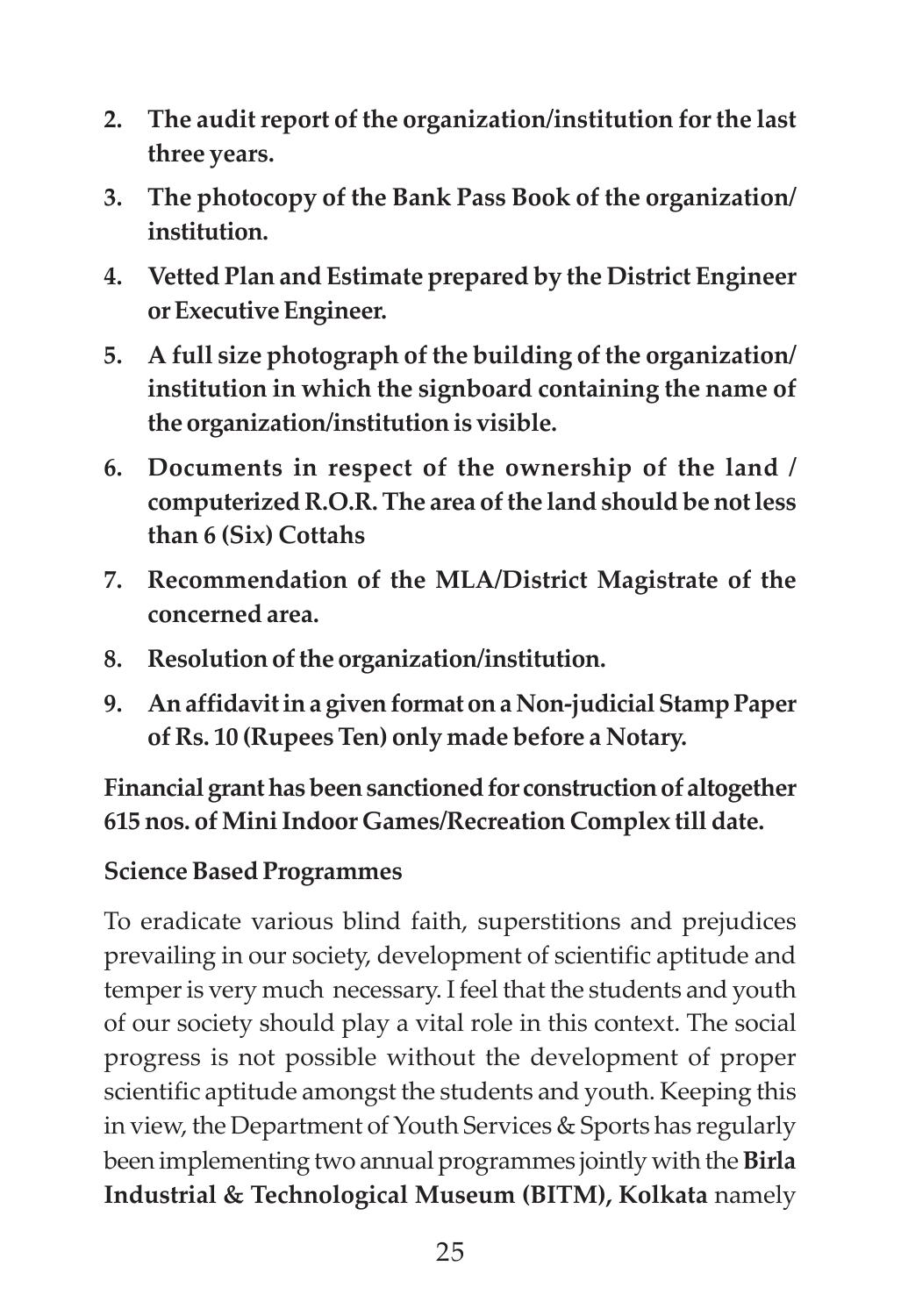2. **The audit report of the organization/institution for the last three years.**
3. **The photocopy of the Bank Pass Book of the organization/ institution.**
4. **Vetted Plan and Estimate prepared by the District Engineer or Executive Engineer.**
5. **A full size photograph of the building of the organization/ institution in which the signboard containing the name of the organization/institution is visible.**
6. **Documents in respect of the ownership of the land / computerized R.O.R. The area of the land should be not less than 6 (Six) Cottahs**
7. **Recommendation of the MLA/District Magistrate of the concerned area.**
8. **Resolution of the organization/institution.**
9. **An affidavit in a given format on a Non-judicial Stamp Paper of Rs. 10 (Rupees Ten) only made before a Notary.**

**Financial grant has been sanctioned for construction of altogether 615 nos. of Mini Indoor Games/Recreation Complex till date.**

**Science Based Programmes**

To eradicate various blind faith, superstitions and prejudices prevailing in our society, development of scientific aptitude and temper is very much necessary. I feel that the students and youth of our society should play a vital role in this context. The social progress is not possible without the development of proper scientific aptitude amongst the students and youth. Keeping this in view, the Department of Youth Services & Sports has regularly been implementing two annual programmes jointly with the **Birla Industrial & Technological Museum (BITM), Kolkata** namely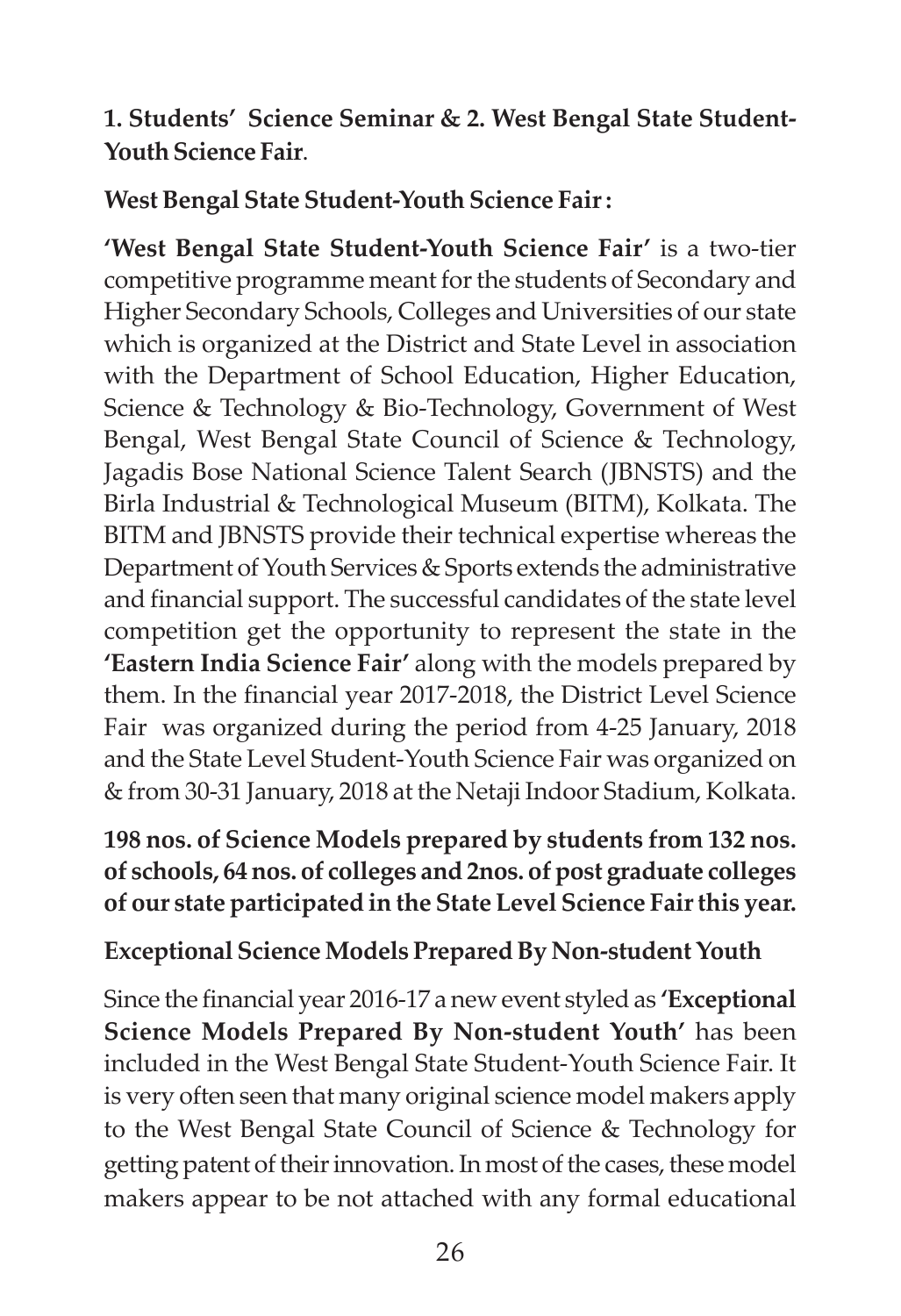**1. Students' Science Seminar & 2. West Bengal State Student-Youth Science Fair**.

**West Bengal State Student-Youth Science Fair :**

**'West Bengal State Student-Youth Science Fair'** is a two-tier competitive programme meant for the students of Secondary and Higher Secondary Schools, Colleges and Universities of our state which is organized at the District and State Level in association with the Department of School Education, Higher Education, Science & Technology & Bio-Technology, Government of West Bengal, West Bengal State Council of Science & Technology, Jagadis Bose National Science Talent Search (JBNSTS) and the Birla Industrial & Technological Museum (BITM), Kolkata. The BITM and JBNSTS provide their technical expertise whereas the Department of Youth Services & Sports extends the administrative and financial support. The successful candidates of the state level competition get the opportunity to represent the state in the **'Eastern India Science Fair'** along with the models prepared by them. In the financial year 2017-2018, the District Level Science Fair was organized during the period from 4-25 January, 2018 and the State Level Student-Youth Science Fair was organized on & from 30-31 January, 2018 at the Netaji Indoor Stadium, Kolkata.

**198 nos. of Science Models prepared by students from 132 nos. of schools, 64 nos. of colleges and 2nos. of post graduate colleges of our state participated in the State Level Science Fair this year.**

**Exceptional Science Models Prepared By Non-student Youth**

Since the financial year 2016-17 a new event styled as **'Exceptional Science Models Prepared By Non-student Youth'** has been included in the West Bengal State Student-Youth Science Fair. It is very often seen that many original science model makers apply to the West Bengal State Council of Science & Technology for getting patent of their innovation. In most of the cases, these model makers appear to be not attached with any formal educational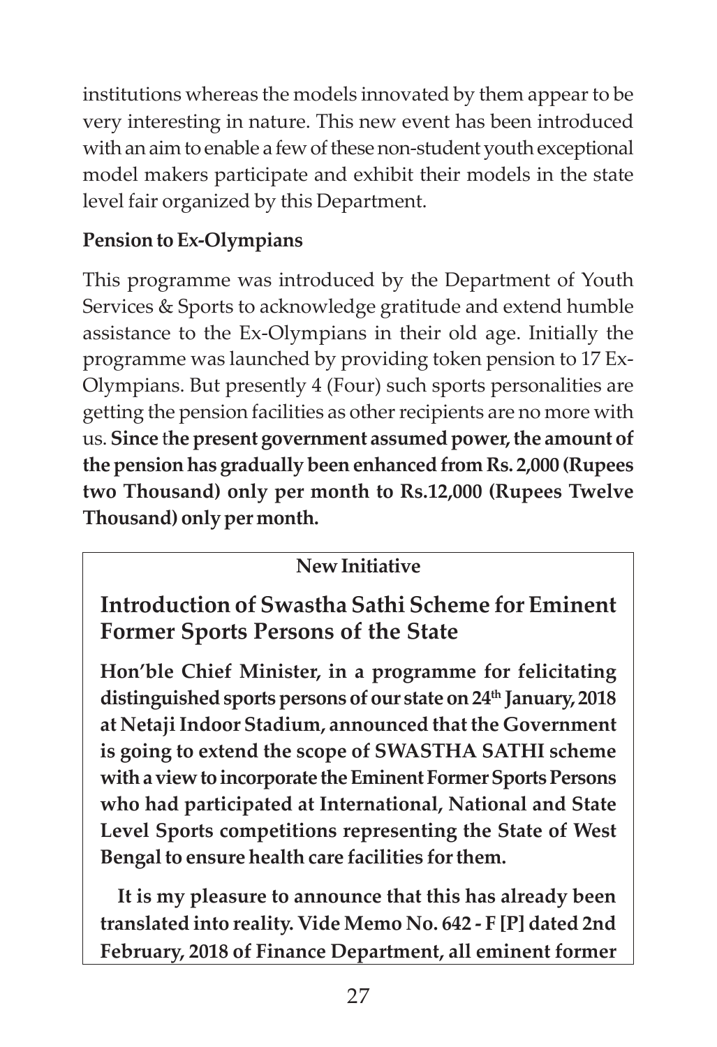institutions whereas the models innovated by them appear to be very interesting in nature. This new event has been introduced with an aim to enable a few of these non-student youth exceptional model makers participate and exhibit their models in the state level fair organized by this Department.

**Pension to Ex-Olympians**

This programme was introduced by the Department of Youth Services & Sports to acknowledge gratitude and extend humble assistance to the Ex-Olympians in their old age. Initially the programme was launched by providing token pension to 17 Ex-Olympians. But presently 4 (Four) such sports personalities are getting the pension facilities as other recipients are no more with us. **Since the present government assumed power, the amount of the pension has gradually been enhanced from Rs. 2,000 (Rupees two Thousand) only per month to Rs.12,000 (Rupees Twelve Thousand) only per month.**

**New Initiative**

## Introduction of Swastha Sathi Scheme for Eminent Former Sports Persons of the State

**Hon'ble Chief Minister, in a programme for felicitating distinguished sports persons of our state on 24th January, 2018 at Netaji Indoor Stadium, announced that the Government is going to extend the scope of SWASTHA SATHI scheme with a view to incorporate the Eminent Former Sports Persons who had participated at International, National and State Level Sports competitions representing the State of West Bengal to ensure health care facilities for them.**

**It is my pleasure to announce that this has already been translated into reality. Vide Memo No. 642 - F [P] dated 2nd February, 2018 of Finance Department, all eminent former**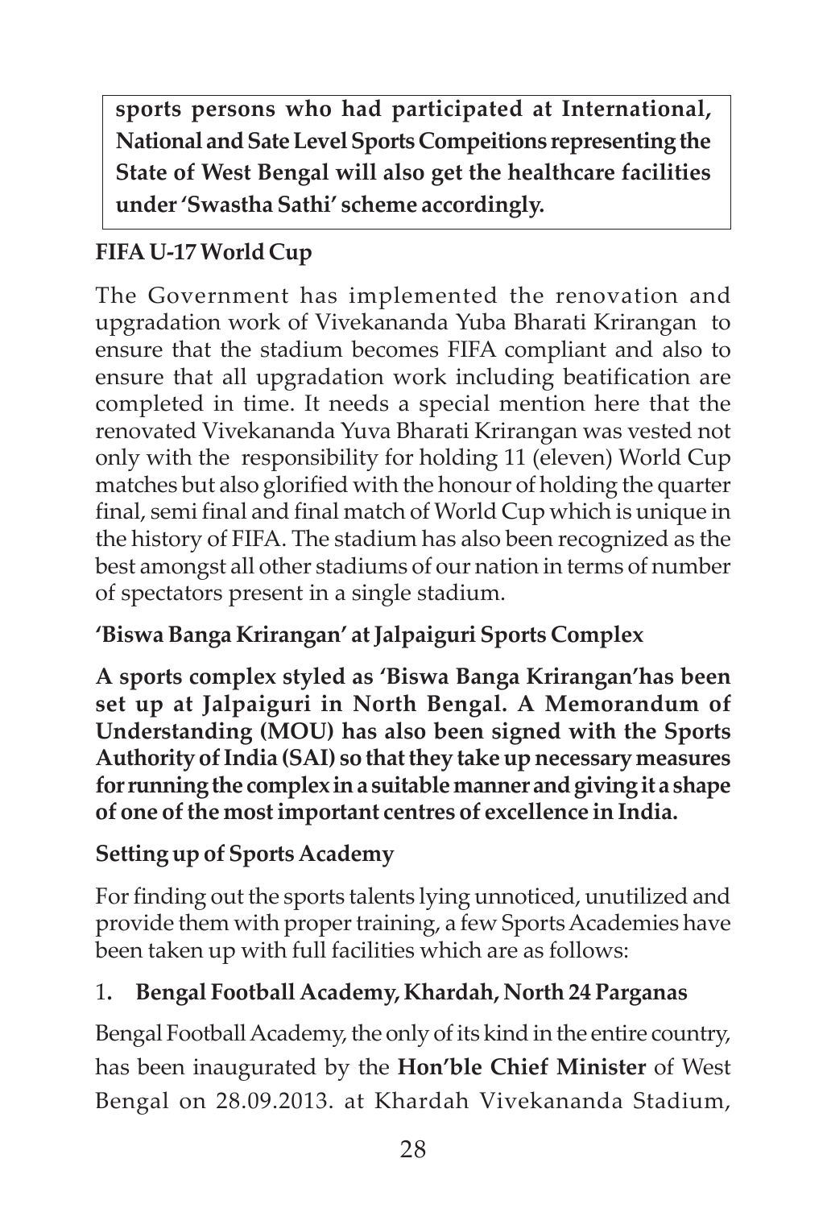**sports persons who had participated at International, National and Sate Level Sports Compeitions representing the State of West Bengal will also get the healthcare facilities under 'Swastha Sathi' scheme accordingly.**

### FIFA U-17 World Cup

The Government has implemented the renovation and upgradation work of Vivekananda Yuba Bharati Krirangan to ensure that the stadium becomes FIFA compliant and also to ensure that all upgradation work including beatification are completed in time. It needs a special mention here that the renovated Vivekananda Yuva Bharati Krirangan was vested not only with the responsibility for holding 11 (eleven) World Cup matches but also glorified with the honour of holding the quarter final, semi final and final match of World Cup which is unique in the history of FIFA. The stadium has also been recognized as the best amongst all other stadiums of our nation in terms of number of spectators present in a single stadium.

### 'Biswa Banga Krirangan' at Jalpaiguri Sports Complex

**A sports complex styled as 'Biswa Banga Krirangan'has been set up at Jalpaiguri in North Bengal. A Memorandum of Understanding (MOU) has also been signed with the Sports Authority of India (SAI) so that they take up necessary measures for running the complex in a suitable manner and giving it a shape of one of the most important centres of excellence in India.**

### Setting up of Sports Academy

For finding out the sports talents lying unnoticed, unutilized and provide them with proper training, a few Sports Academies have been taken up with full facilities which are as follows:

1. **Bengal Football Academy, Khardah, North 24 Parganas**

Bengal Football Academy, the only of its kind in the entire country, has been inaugurated by the **Hon'ble Chief Minister** of West Bengal on 28.09.2013. at Khardah Vivekananda Stadium,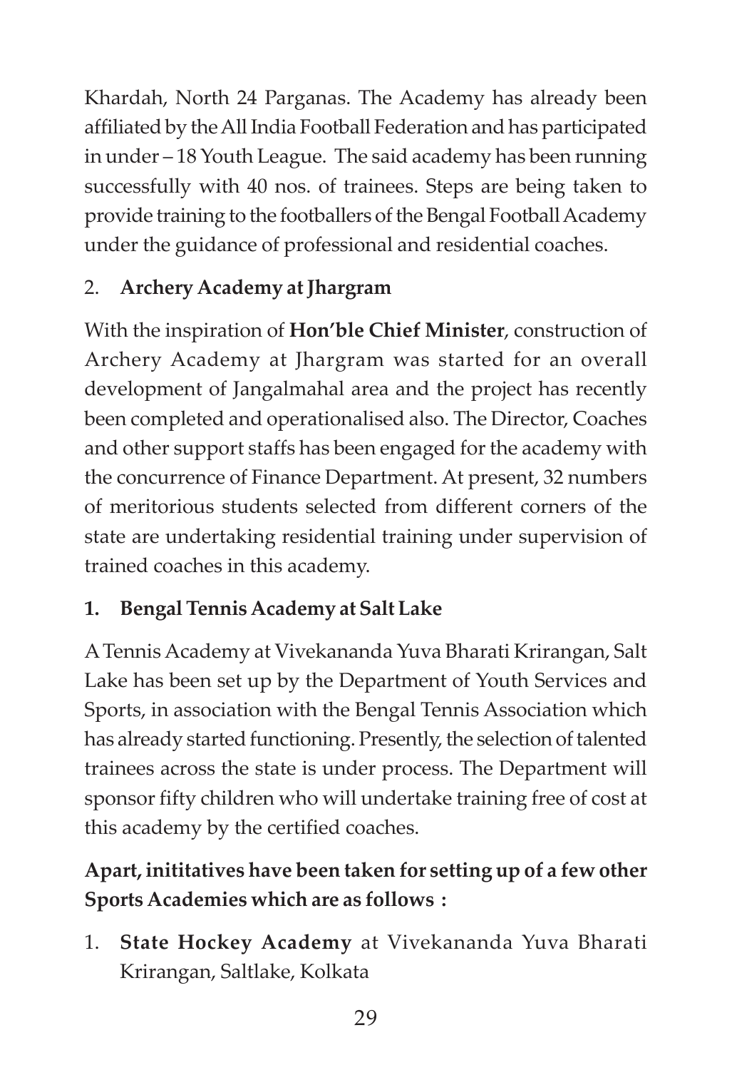Khardah, North 24 Parganas. The Academy has already been affiliated by the All India Football Federation and has participated in under – 18 Youth League. The said academy has been running successfully with 40 nos. of trainees. Steps are being taken to provide training to the footballers of the Bengal Football Academy under the guidance of professional and residential coaches.

2. **Archery Academy at Jhargram**

With the inspiration of **Hon'ble Chief Minister**, construction of Archery Academy at Jhargram was started for an overall development of Jangalmahal area and the project has recently been completed and operationalised also. The Director, Coaches and other support staffs has been engaged for the academy with the concurrence of Finance Department. At present, 32 numbers of meritorious students selected from different corners of the state are undertaking residential training under supervision of trained coaches in this academy.

**1. Bengal Tennis Academy at Salt Lake**

A Tennis Academy at Vivekananda Yuva Bharati Krirangan, Salt Lake has been set up by the Department of Youth Services and Sports, in association with the Bengal Tennis Association which has already started functioning. Presently, the selection of talented trainees across the state is under process. The Department will sponsor fifty children who will undertake training free of cost at this academy by the certified coaches.

**Apart, inititatives have been taken for setting up of a few other Sports Academies which are as follows :**

1. **State Hockey Academy** at Vivekananda Yuva Bharati Krirangan, Saltlake, Kolkata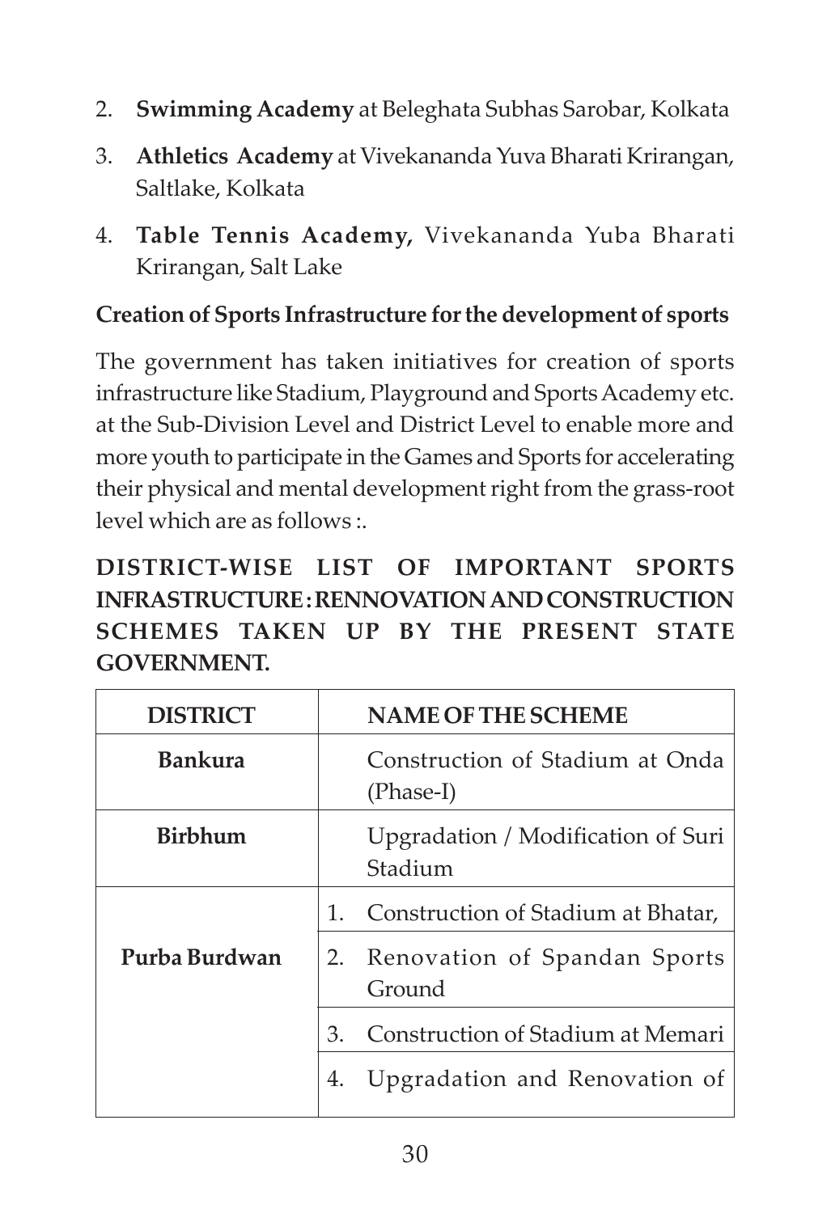2. **Swimming Academy** at Beleghata Subhas Sarobar, Kolkata
3. **Athletics Academy** at Vivekananda Yuva Bharati Krirangan, Saltlake, Kolkata
4. **Table Tennis Academy,** Vivekananda Yuba Bharati Krirangan, Salt Lake

**Creation of Sports Infrastructure for the development of sports**

The government has taken initiatives for creation of sports infrastructure like Stadium, Playground and Sports Academy etc. at the Sub-Division Level and District Level to enable more and more youth to participate in the Games and Sports for accelerating their physical and mental development right from the grass-root level which are as follows :.

**DISTRICT-WISE LIST OF IMPORTANT SPORTS INFRASTRUCTURE : RENNOVATION AND CONSTRUCTION SCHEMES TAKEN UP BY THE PRESENT STATE GOVERNMENT.**

| DISTRICT | NAME OF THE SCHEME |
|---|---|
| **Bankura** | Construction of Stadium at Onda (Phase-I) |
| **Birbhum** | Upgradation / Modification of Suri Stadium |
| **Purba Burdwan** | 1. Construction of Stadium at Bhatar, |
| | 2. Renovation of Spandan Sports Ground |
| | 3. Construction of Stadium at Memari |
| | 4. Upgradation and Renovation of |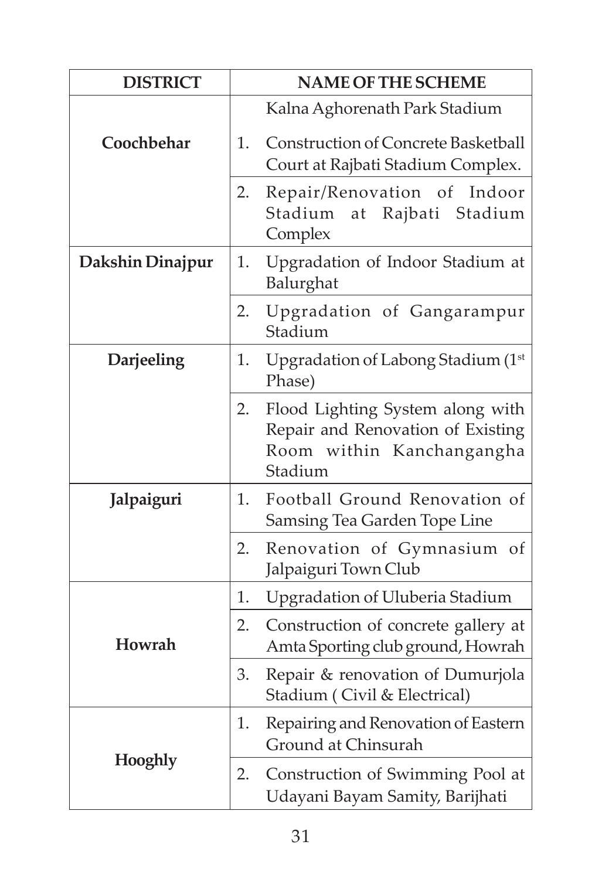| DISTRICT | NAME OF THE SCHEME |
|---|---|
| | Kalna Aghorenath Park Stadium |
| Coochbehar | 1. Construction of Concrete Basketball Court at Rajbati Stadium Complex. |
| | 2. Repair/Renovation of Indoor Stadium at Rajbati Stadium Complex |
| Dakshin Dinajpur | 1. Upgradation of Indoor Stadium at Balurghat |
| | 2. Upgradation of Gangarampur Stadium |
| Darjeeling | 1. Upgradation of Labong Stadium (1st Phase) |
| | 2. Flood Lighting System along with Repair and Renovation of Existing Room within Kanchangangha Stadium |
| Jalpaiguri | 1. Football Ground Renovation of Samsing Tea Garden Tope Line |
| | 2. Renovation of Gymnasium of Jalpaiguri Town Club |
| Howrah | 1. Upgradation of Uluberia Stadium |
| | 2. Construction of concrete gallery at Amta Sporting club ground, Howrah |
| | 3. Repair & renovation of Dumurjola Stadium ( Civil & Electrical) |
| Hooghly | 1. Repairing and Renovation of Eastern Ground at Chinsurah |
| | 2. Construction of Swimming Pool at Udayani Bayam Samity, Barijhati |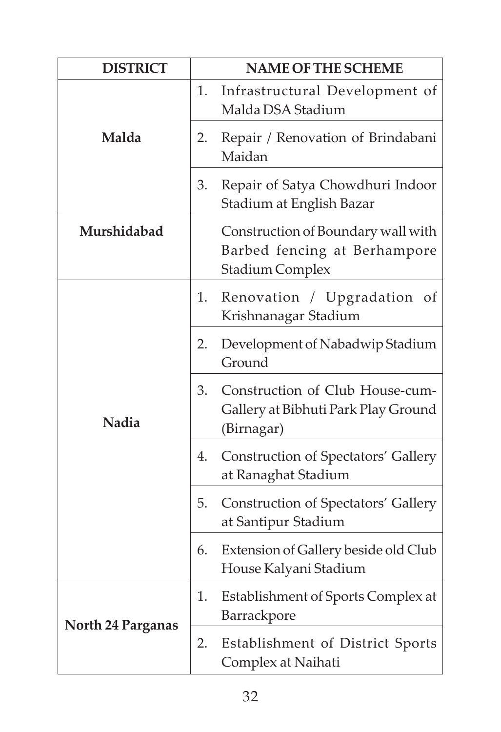| DISTRICT | NAME OF THE SCHEME |
|---|---|
| **Malda** | 1. Infrastructural Development of Malda DSA Stadium |
| | 2. Repair / Renovation of Brindabani Maidan |
| | 3. Repair of Satya Chowdhuri Indoor Stadium at English Bazar |
| **Murshidabad** | Construction of Boundary wall with Barbed fencing at Berhampore Stadium Complex |
| **Nadia** | 1. Renovation / Upgradation of Krishnanagar Stadium |
| | 2. Development of Nabadwip Stadium Ground |
| | 3. Construction of Club House-cum-Gallery at Bibhuti Park Play Ground (Birnagar) |
| | 4. Construction of Spectators' Gallery at Ranaghat Stadium |
| | 5. Construction of Spectators' Gallery at Santipur Stadium |
| | 6. Extension of Gallery beside old Club House Kalyani Stadium |
| **North 24 Parganas** | 1. Establishment of Sports Complex at Barrackpore |
| | 2. Establishment of District Sports Complex at Naihati |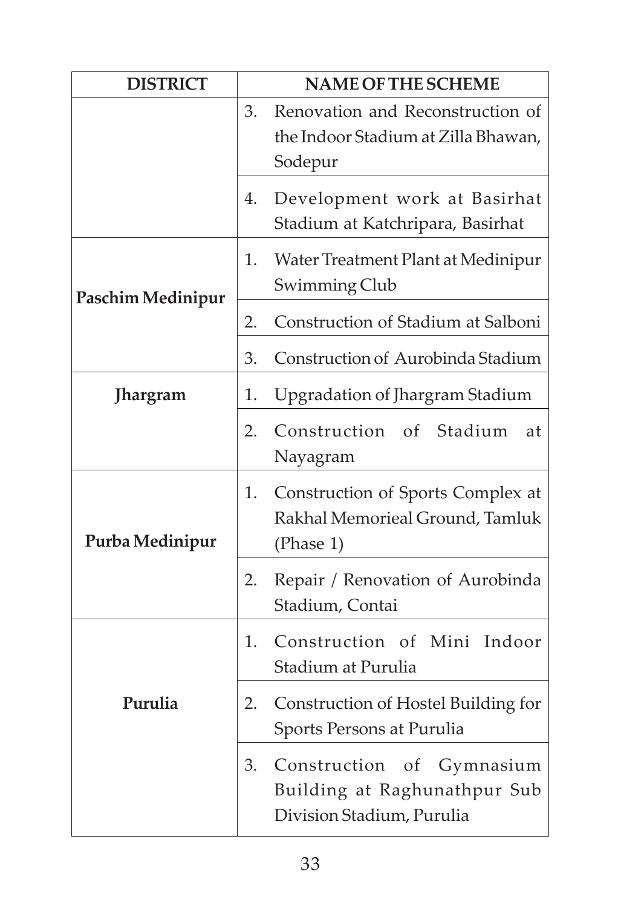| DISTRICT | NAME OF THE SCHEME |
|---|---|
| | 3. Renovation and Reconstruction of the Indoor Stadium at Zilla Bhawan, Sodepur |
| | 4. Development work at Basirhat Stadium at Katchripara, Basirhat |
| **Paschim Medinipur** | 1. Water Treatment Plant at Medinipur Swimming Club |
| | 2. Construction of Stadium at Salboni |
| | 3. Construction of Aurobinda Stadium |
| **Jhargram** | 1. Upgradation of Jhargram Stadium |
| | 2. Construction of Stadium at Nayagram |
| **Purba Medinipur** | 1. Construction of Sports Complex at Rakhal Memorieal Ground, Tamluk (Phase 1) |
| | 2. Repair / Renovation of Aurobinda Stadium, Contai |
| **Purulia** | 1. Construction of Mini Indoor Stadium at Purulia |
| | 2. Construction of Hostel Building for Sports Persons at Purulia |
| | 3. Construction of Gymnasium Building at Raghunathpur Sub Division Stadium, Purulia |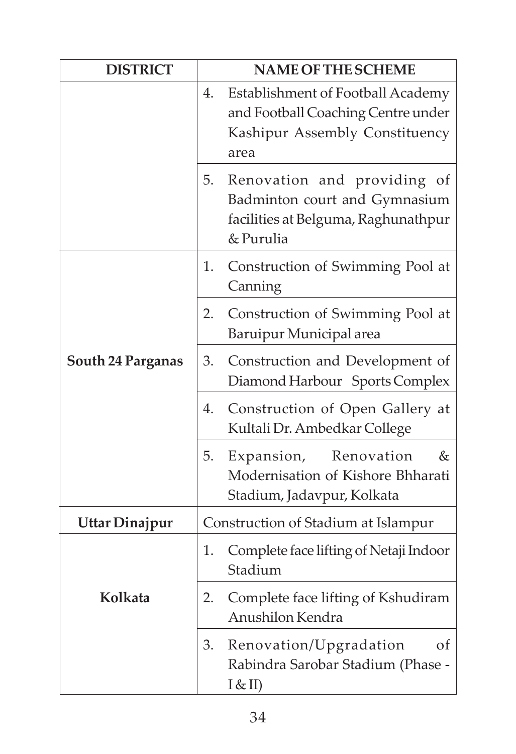| DISTRICT | NAME OF THE SCHEME |
|---|---|
| | 4. Establishment of Football Academy and Football Coaching Centre under Kashipur Assembly Constituency area |
| | 5. Renovation and providing of Badminton court and Gymnasium facilities at Belguma, Raghunathpur & Purulia |
| **South 24 Parganas** | 1. Construction of Swimming Pool at Canning |
| | 2. Construction of Swimming Pool at Baruipur Municipal area |
| | 3. Construction and Development of Diamond Harbour Sports Complex |
| | 4. Construction of Open Gallery at Kultali Dr. Ambedkar College |
| | 5. Expansion, Renovation & Modernisation of Kishore Bhharati Stadium, Jadavpur, Kolkata |
| **Uttar Dinajpur** | Construction of Stadium at Islampur |
| **Kolkata** | 1. Complete face lifting of Netaji Indoor Stadium |
| | 2. Complete face lifting of Kshudiram Anushilon Kendra |
| | 3. Renovation/Upgradation of Rabindra Sarobar Stadium (Phase - I & II) |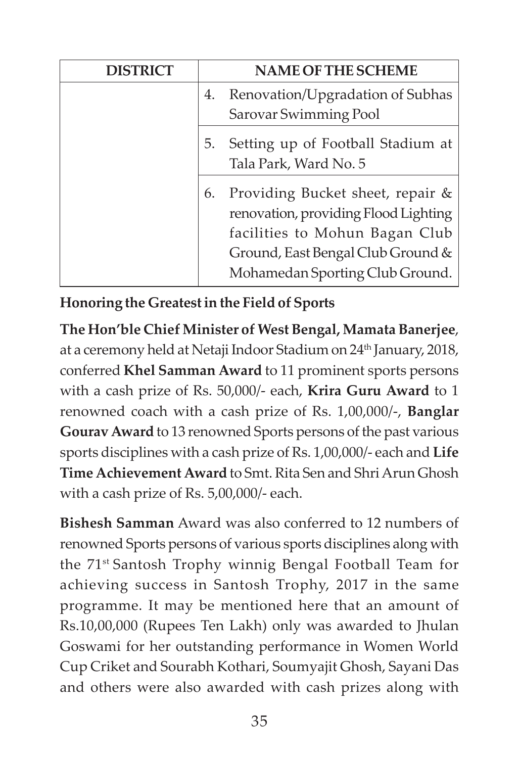| DISTRICT | NAME OF THE SCHEME |
|---|---|
| | 4. Renovation/Upgradation of Subhas Sarovar Swimming Pool |
| | 5. Setting up of Football Stadium at Tala Park, Ward No. 5 |
| | 6. Providing Bucket sheet, repair & renovation, providing Flood Lighting facilities to Mohun Bagan Club Ground, East Bengal Club Ground & Mohamedan Sporting Club Ground. |

**Honoring the Greatest in the Field of Sports**

**The Hon'ble Chief Minister of West Bengal, Mamata Banerjee**, at a ceremony held at Netaji Indoor Stadium on 24th January, 2018, conferred **Khel Samman Award** to 11 prominent sports persons with a cash prize of Rs. 50,000/- each, **Krira Guru Award** to 1 renowned coach with a cash prize of Rs. 1,00,000/-, **Banglar Gourav Award** to 13 renowned Sports persons of the past various sports disciplines with a cash prize of Rs. 1,00,000/- each and **Life Time Achievement Award** to Smt. Rita Sen and Shri Arun Ghosh with a cash prize of Rs. 5,00,000/- each.

**Bishesh Samman** Award was also conferred to 12 numbers of renowned Sports persons of various sports disciplines along with the 71st Santosh Trophy winnig Bengal Football Team for achieving success in Santosh Trophy, 2017 in the same programme. It may be mentioned here that an amount of Rs.10,00,000 (Rupees Ten Lakh) only was awarded to Jhulan Goswami for her outstanding performance in Women World Cup Criket and Sourabh Kothari, Soumyajit Ghosh, Sayani Das and others were also awarded with cash prizes along with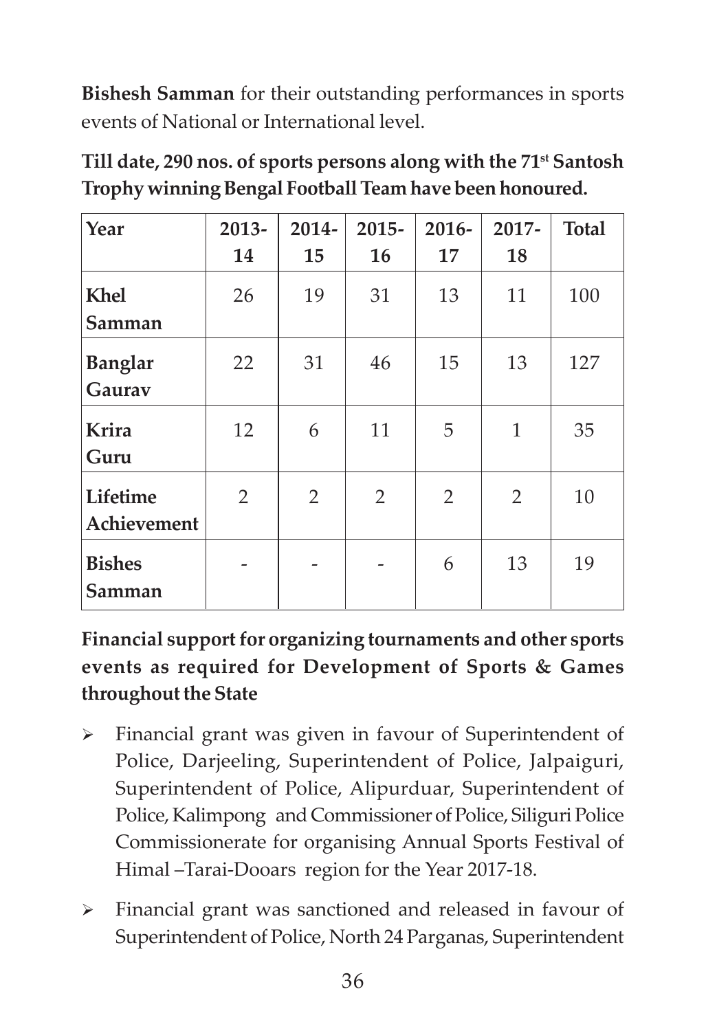**Bishesh Samman** for their outstanding performances in sports events of National or International level.

**Till date, 290 nos. of sports persons along with the 71st Santosh Trophy winning Bengal Football Team have been honoured.**

| Year | 2013-14 | 2014-15 | 2015-16 | 2016-17 | 2017-18 | Total |
|---|---|---|---|---|---|---|
| **Khel Samman** | 26 | 19 | 31 | 13 | 11 | 100 |
| **Banglar Gaurav** | 22 | 31 | 46 | 15 | 13 | 127 |
| **Krira Guru** | 12 | 6 | 11 | 5 | 1 | 35 |
| **Lifetime Achievement** | 2 | 2 | 2 | 2 | 2 | 10 |
| **Bishes Samman** | - | - | - | 6 | 13 | 19 |

**Financial support for organizing tournaments and other sports events as required for Development of Sports & Games throughout the State**

- Financial grant was given in favour of Superintendent of Police, Darjeeling, Superintendent of Police, Jalpaiguri, Superintendent of Police, Alipurduar, Superintendent of Police, Kalimpong and Commissioner of Police, Siliguri Police Commissionerate for organising Annual Sports Festival of Himal –Tarai-Dooars region for the Year 2017-18.
- Financial grant was sanctioned and released in favour of Superintendent of Police, North 24 Parganas, Superintendent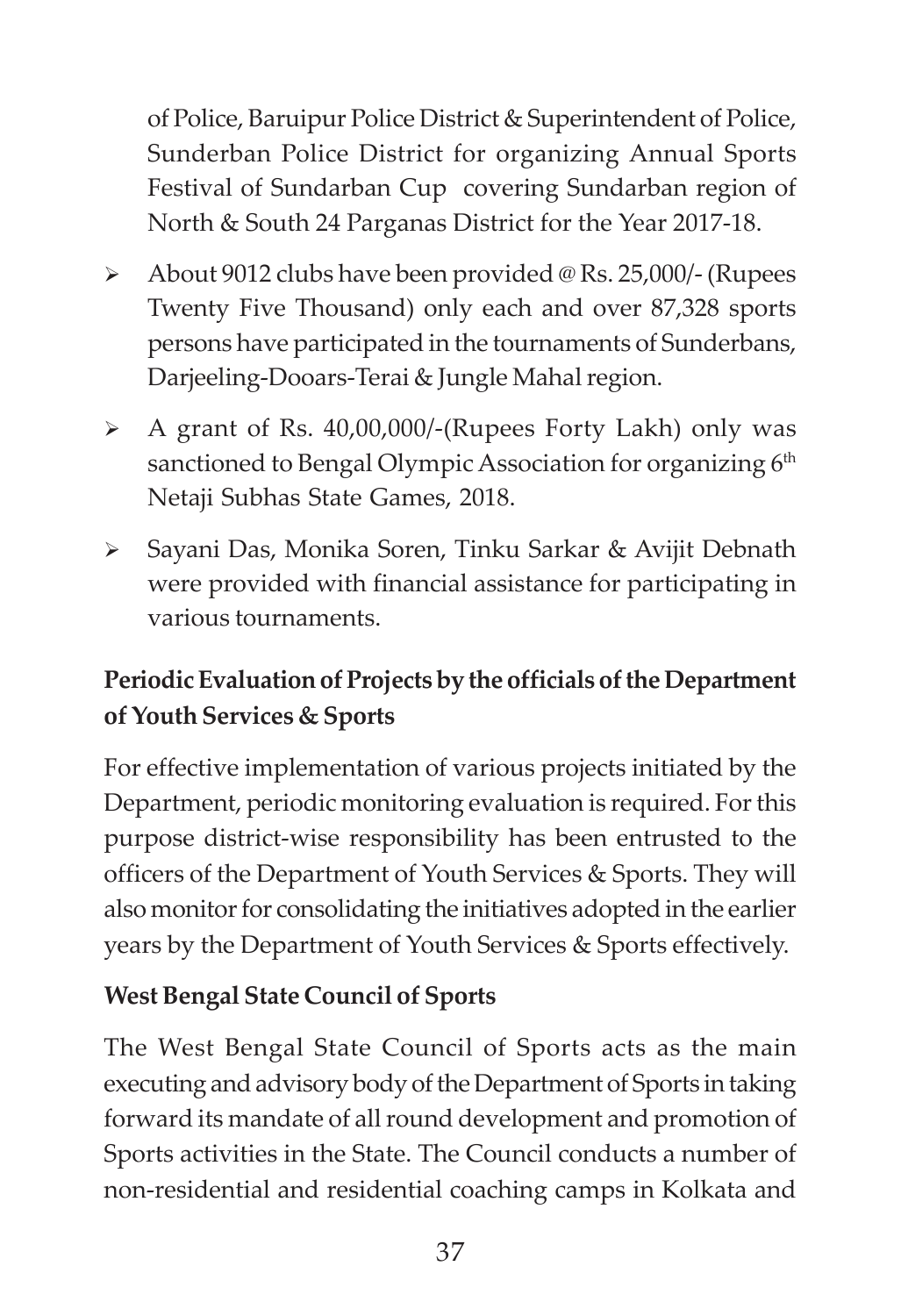of Police, Baruipur Police District & Superintendent of Police, Sunderban Police District for organizing Annual Sports Festival of Sundarban Cup covering Sundarban region of North & South 24 Parganas District for the Year 2017-18.

- About 9012 clubs have been provided @ Rs. 25,000/- (Rupees Twenty Five Thousand) only each and over 87,328 sports persons have participated in the tournaments of Sunderbans, Darjeeling-Dooars-Terai & Jungle Mahal region.
- A grant of Rs. 40,00,000/-(Rupees Forty Lakh) only was sanctioned to Bengal Olympic Association for organizing 6th Netaji Subhas State Games, 2018.
- Sayani Das, Monika Soren, Tinku Sarkar & Avijit Debnath were provided with financial assistance for participating in various tournaments.

**Periodic Evaluation of Projects by the officials of the Department of Youth Services & Sports**

For effective implementation of various projects initiated by the Department, periodic monitoring evaluation is required. For this purpose district-wise responsibility has been entrusted to the officers of the Department of Youth Services & Sports. They will also monitor for consolidating the initiatives adopted in the earlier years by the Department of Youth Services & Sports effectively.

**West Bengal State Council of Sports**

The West Bengal State Council of Sports acts as the main executing and advisory body of the Department of Sports in taking forward its mandate of all round development and promotion of Sports activities in the State. The Council conducts a number of non-residential and residential coaching camps in Kolkata and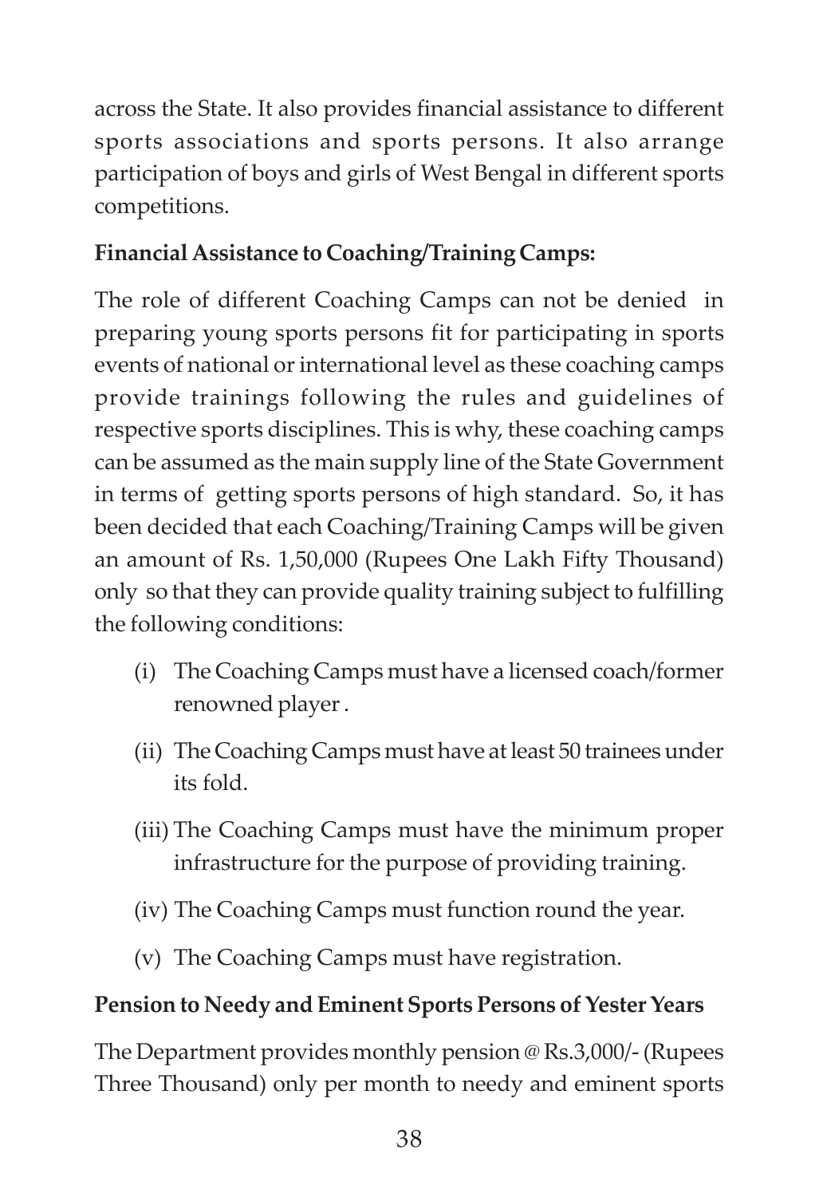across the State. It also provides financial assistance to different sports associations and sports persons. It also arrange participation of boys and girls of West Bengal in different sports competitions.

**Financial Assistance to Coaching/Training Camps:**

The role of different Coaching Camps can not be denied in preparing young sports persons fit for participating in sports events of national or international level as these coaching camps provide trainings following the rules and guidelines of respective sports disciplines. This is why, these coaching camps can be assumed as the main supply line of the State Government in terms of getting sports persons of high standard. So, it has been decided that each Coaching/Training Camps will be given an amount of Rs. 1,50,000 (Rupees One Lakh Fifty Thousand) only so that they can provide quality training subject to fulfilling the following conditions:

(i) The Coaching Camps must have a licensed coach/former renowned player .

(ii) The Coaching Camps must have at least 50 trainees under its fold.

(iii) The Coaching Camps must have the minimum proper infrastructure for the purpose of providing training.

(iv) The Coaching Camps must function round the year.

(v) The Coaching Camps must have registration.

**Pension to Needy and Eminent Sports Persons of Yester Years**

The Department provides monthly pension @ Rs.3,000/- (Rupees Three Thousand) only per month to needy and eminent sports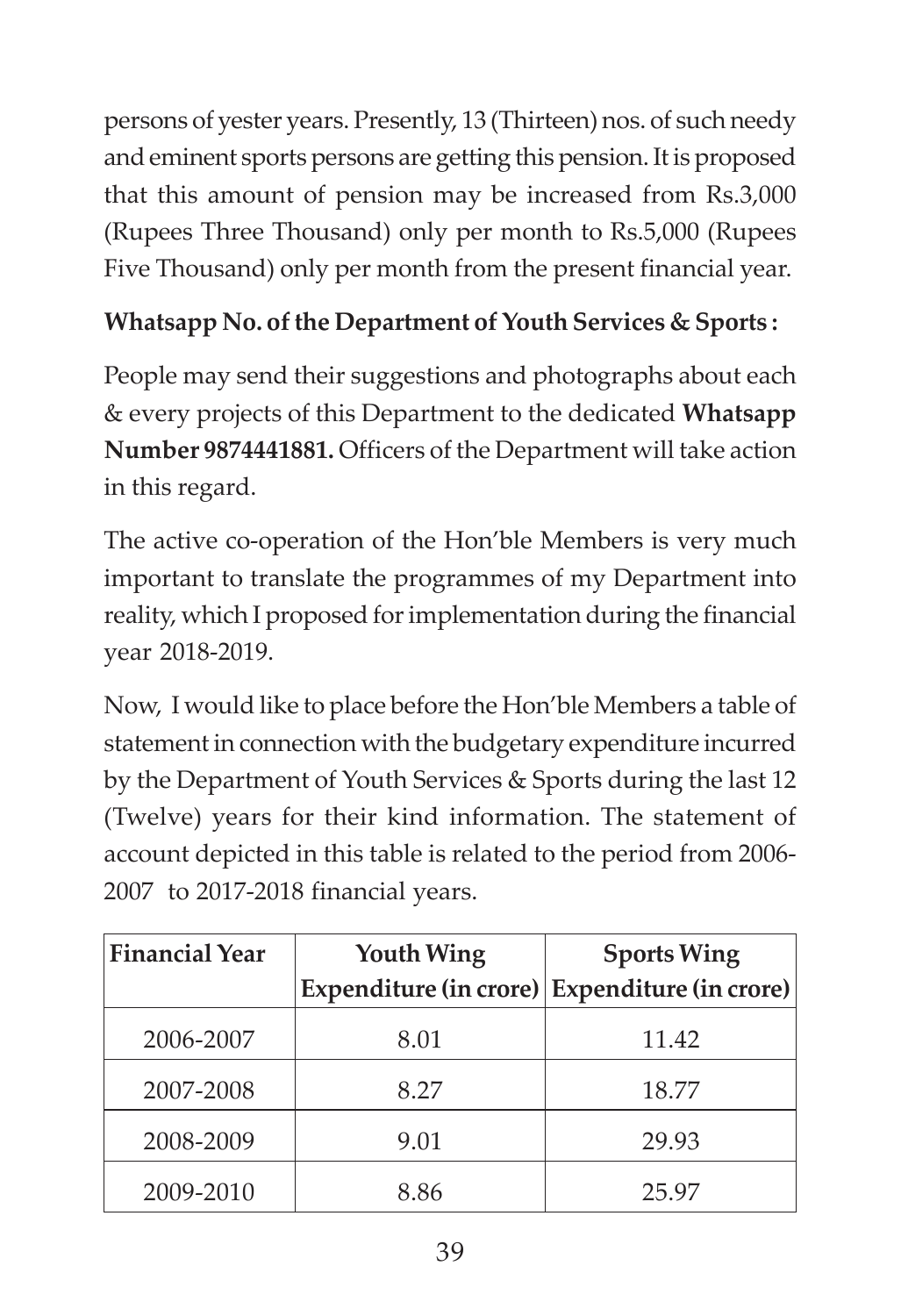persons of yester years. Presently, 13 (Thirteen) nos. of such needy and eminent sports persons are getting this pension. It is proposed that this amount of pension may be increased from Rs.3,000 (Rupees Three Thousand) only per month to Rs.5,000 (Rupees Five Thousand) only per month from the present financial year.

**Whatsapp No. of the Department of Youth Services & Sports :**

People may send their suggestions and photographs about each & every projects of this Department to the dedicated **Whatsapp Number 9874441881.** Officers of the Department will take action in this regard.

The active co-operation of the Hon'ble Members is very much important to translate the programmes of my Department into reality, which I proposed for implementation during the financial year 2018-2019.

Now, I would like to place before the Hon'ble Members a table of statement in connection with the budgetary expenditure incurred by the Department of Youth Services & Sports during the last 12 (Twelve) years for their kind information. The statement of account depicted in this table is related to the period from 2006-2007 to 2017-2018 financial years.

| Financial Year | Youth Wing Expenditure (in crore) | Sports Wing Expenditure (in crore) |
|---|---|---|
| 2006-2007 | 8.01 | 11.42 |
| 2007-2008 | 8.27 | 18.77 |
| 2008-2009 | 9.01 | 29.93 |
| 2009-2010 | 8.86 | 25.97 |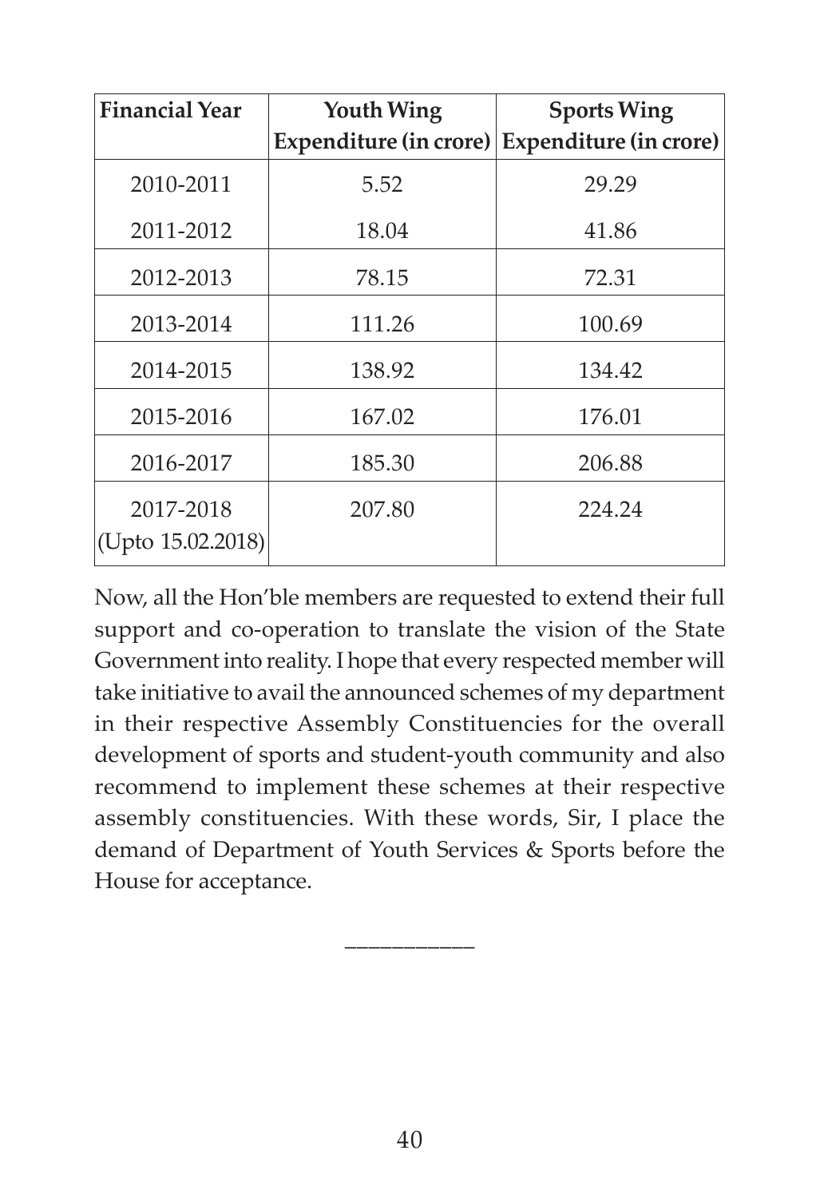| Financial Year | Youth Wing Expenditure (in crore) | Sports Wing Expenditure (in crore) |
|---|---|---|
| 2010-2011 | 5.52 | 29.29 |
| 2011-2012 | 18.04 | 41.86 |
| 2012-2013 | 78.15 | 72.31 |
| 2013-2014 | 111.26 | 100.69 |
| 2014-2015 | 138.92 | 134.42 |
| 2015-2016 | 167.02 | 176.01 |
| 2016-2017 | 185.30 | 206.88 |
| 2017-2018 (Upto 15.02.2018) | 207.80 | 224.24 |

Now, all the Hon'ble members are requested to extend their full support and co-operation to translate the vision of the State Government into reality. I hope that every respected member will take initiative to avail the announced schemes of my department in their respective Assembly Constituencies for the overall development of sports and student-youth community and also recommend to implement these schemes at their respective assembly constituencies. With these words, Sir, I place the demand of Department of Youth Services & Sports before the House for acceptance.

___________